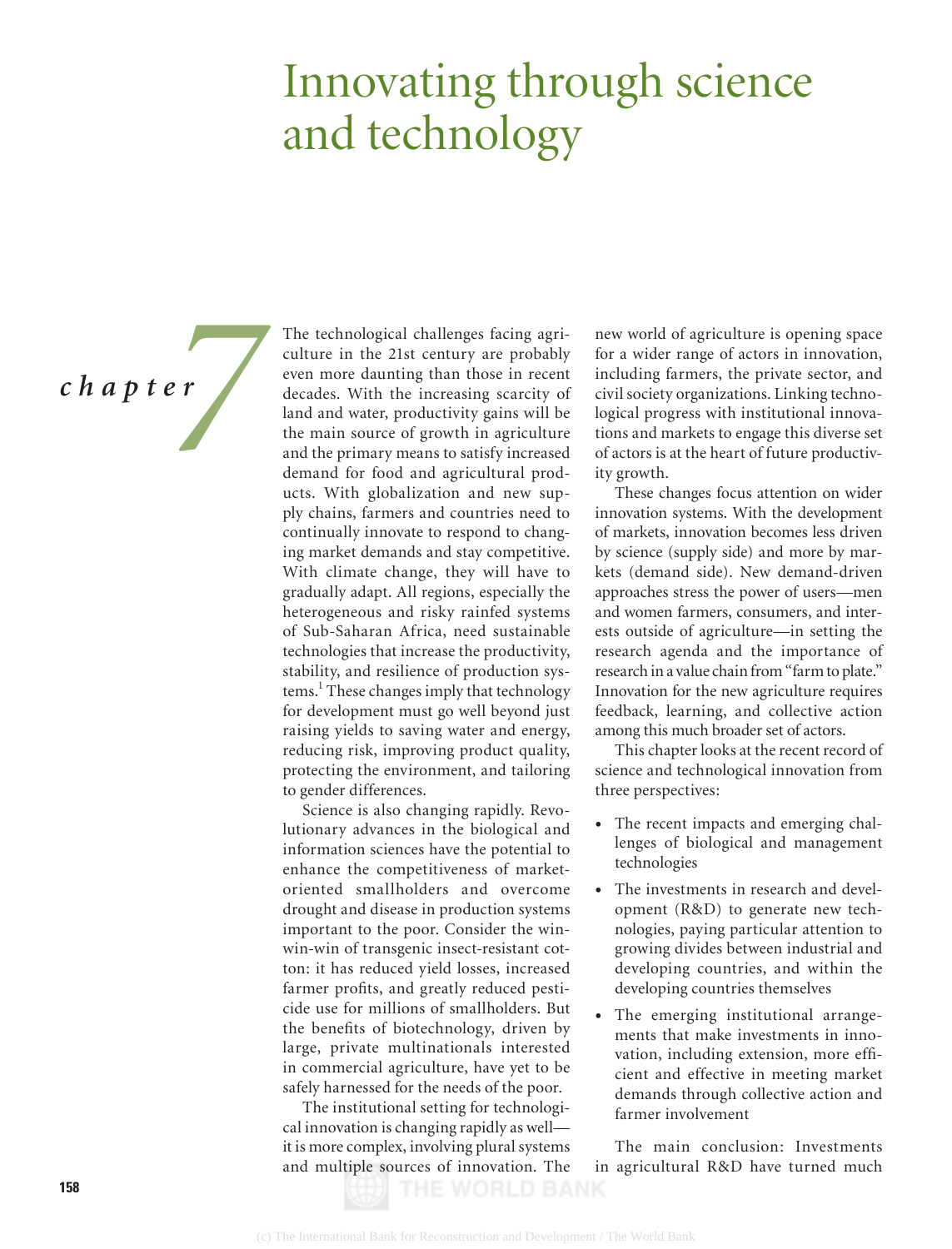# chapter 7

# Innovating through science and technology

The technological challenges facing agriculture in the 21st century are probably even more daunting than those in recent decades. With the increasing scarcity of land and water, productivity gains will be the main source of growth in agriculture and the primary means to satisfy increased demand for food and agricultural products. With globalization and new supply chains, farmers and countries need to continually innovate to respond to changing market demands and stay competitive. With climate change, they will have to gradually adapt. All regions, especially the heterogeneous and risky rainfed systems of Sub-Saharan Africa, need sustainable technologies that increase the productivity, stability, and resilience of production systems.[1] These changes imply that technology for development must go well beyond just raising yields to saving water and energy, reducing risk, improving product quality, protecting the environment, and tailoring to gender differences.

Science is also changing rapidly. Revolutionary advances in the biological and information sciences have the potential to enhance the competitiveness of market-oriented smallholders and overcome drought and disease in production systems important to the poor. Consider the win-win of transgenic insect-resistant cotton: it has reduced yield losses, increased farmer profits, and greatly reduced pesticide use for millions of smallholders. But the benefits of biotechnology, driven by large, private multinationals interested in commercial agriculture, have yet to be safely harnessed for the needs of the poor.

The institutional setting for technological innovation is changing rapidly as well—it is more complex, involving plural systems and multiple sources of innovation. The new world of agriculture is opening space for a wider range of actors in innovation, including farmers, the private sector, and civil society organizations. Linking technological progress with institutional innovations and markets to engage this diverse set of actors is at the heart of future productivity growth.

These changes focus attention on wider innovation systems. With the development of markets, innovation becomes less driven by science (supply side) and more by markets (demand side). New demand-driven approaches stress the power of users—men and women farmers, consumers, and interests outside of agriculture—in setting the research agenda and the importance of research in a value chain from "farm to plate." Innovation for the new agriculture requires feedback, learning, and collective action among this much broader set of actors.

This chapter looks at the recent record of science and technological innovation from three perspectives:

- The recent impacts and emerging challenges of biological and management technologies
- The investments in research and development (R&D) to generate new technologies, paying particular attention to growing divides between industrial and developing countries, and within the developing countries themselves
- The emerging institutional arrangements that make investments in innovation, including extension, more efficient and effective in meeting market demands through collective action and farmer involvement

The main conclusion: Investments in agricultural R&D have turned much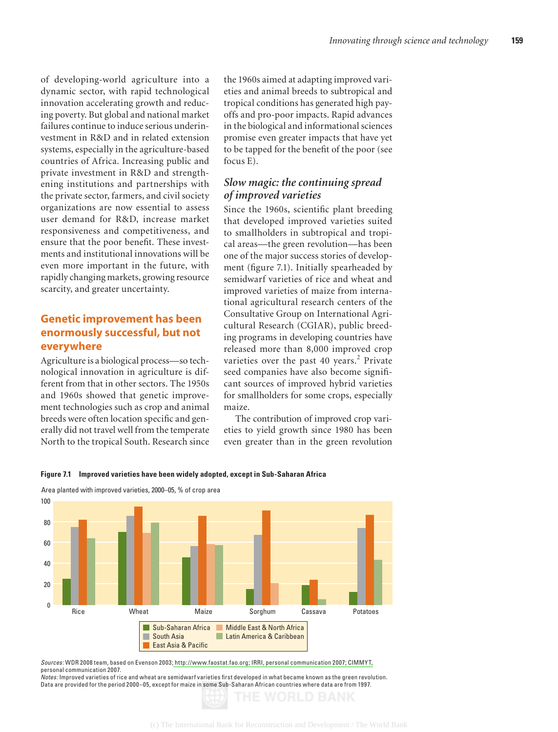of developing-world agriculture into a dynamic sector, with rapid technological innovation accelerating growth and reducing poverty. But global and national market failures continue to induce serious underinvestment in R&D and in related extension systems, especially in the agriculture-based countries of Africa. Increasing public and private investment in R&D and strengthening institutions and partnerships with the private sector, farmers, and civil society organizations are now essential to assess user demand for R&D, increase market responsiveness and competitiveness, and ensure that the poor benefit. These investments and institutional innovations will be even more important in the future, with rapidly changing markets, growing resource scarcity, and greater uncertainty.

## Genetic improvement has been enormously successful, but not everywhere

Agriculture is a biological process—so technological innovation in agriculture is different from that in other sectors. The 1950s and 1960s showed that genetic improvement technologies such as crop and animal breeds were often location specific and generally did not travel well from the temperate North to the tropical South. Research since the 1960s aimed at adapting improved varieties and animal breeds to subtropical and tropical conditions has generated high payoffs and pro-poor impacts. Rapid advances in the biological and informational sciences promise even greater impacts that have yet to be tapped for the benefit of the poor (see focus E).

### *Slow magic: the continuing spread of improved varieties*

Since the 1960s, scientific plant breeding that developed improved varieties suited to smallholders in subtropical and tropical areas—the green revolution—has been one of the major success stories of development (figure 7.1). Initially spearheaded by semidwarf varieties of rice and wheat and improved varieties of maize from international agricultural research centers of the Consultative Group on International Agricultural Research (CGIAR), public breeding programs in developing countries have released more than 8,000 improved crop varieties over the past 40 years.[2] Private seed companies have also become significant sources of improved hybrid varieties for smallholders for some crops, especially maize.

The contribution of improved crop varieties to yield growth since 1980 has been even greater than in the green revolution

**Figure 7.1 Improved varieties have been widely adopted, except in Sub-Saharan Africa**

Area planted with improved varieties, 2000–05, % of crop area

100
80
60
40
20
0

Rice
Wheat
Maize
Sorghum
Cassava
Potatoes

Sub-Saharan Africa
South Asia
East Asia & Pacific
Middle East & North Africa
Latin America & Caribbean

*Sources:* WDR 2008 team, based on Evenson 2003; http://www.faostat.fao.org; IRRI, personal communication 2007; CIMMYT, personal communication 2007.
*Notes:* Improved varieties of rice and wheat are semidwarf varieties first developed in what became known as the green revolution. Data are provided for the period 2000–05, except for maize in some Sub-Saharan African countries where data are from 1997.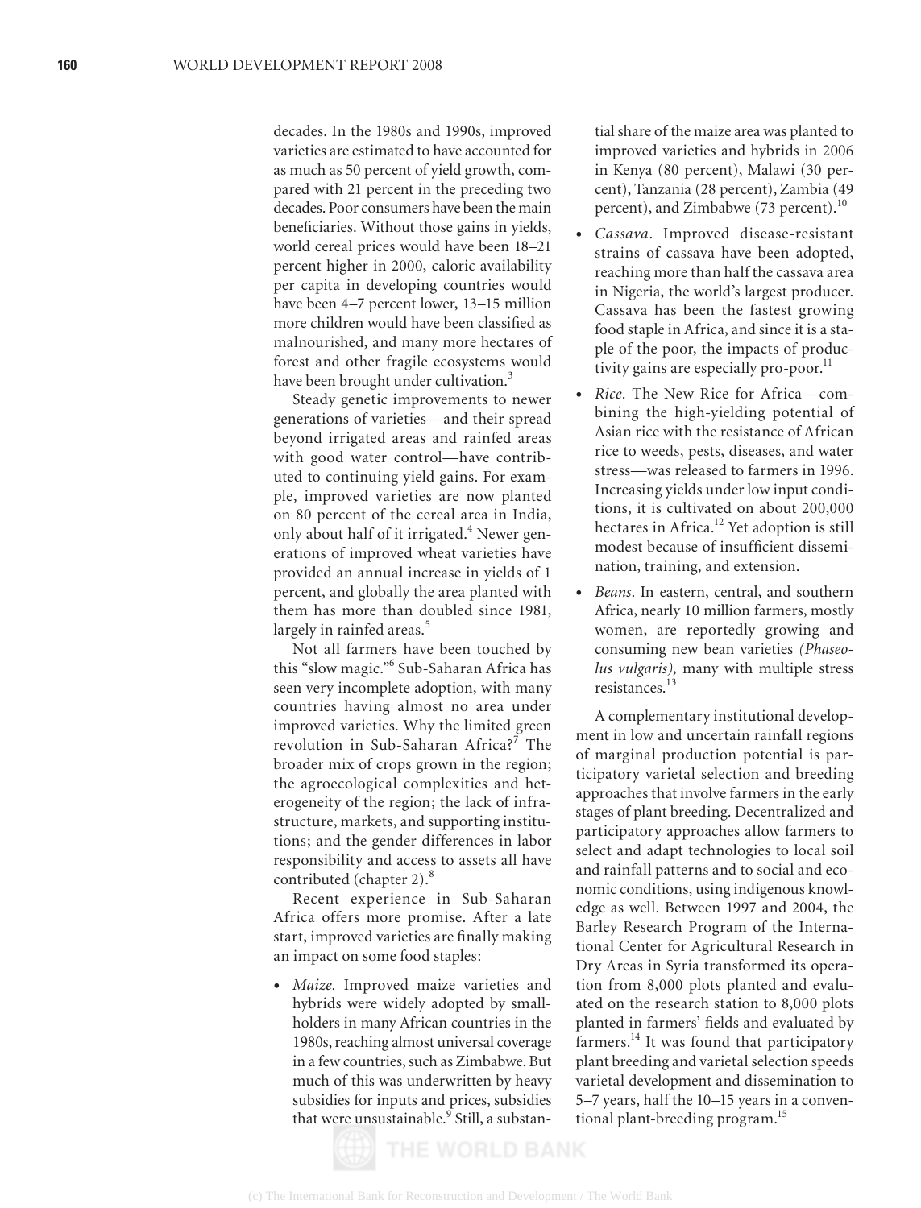decades. In the 1980s and 1990s, improved varieties are estimated to have accounted for as much as 50 percent of yield growth, compared with 21 percent in the preceding two decades. Poor consumers have been the main beneficiaries. Without those gains in yields, world cereal prices would have been 18–21 percent higher in 2000, caloric availability per capita in developing countries would have been 4–7 percent lower, 13–15 million more children would have been classified as malnourished, and many more hectares of forest and other fragile ecosystems would have been brought under cultivation.[3]

Steady genetic improvements to newer generations of varieties—and their spread beyond irrigated areas and rainfed areas with good water control—have contributed to continuing yield gains. For example, improved varieties are now planted on 80 percent of the cereal area in India, only about half of it irrigated.[4] Newer generations of improved wheat varieties have provided an annual increase in yields of 1 percent, and globally the area planted with them has more than doubled since 1981, largely in rainfed areas.[5]

Not all farmers have been touched by this "slow magic."[6] Sub-Saharan Africa has seen very incomplete adoption, with many countries having almost no area under improved varieties. Why the limited green revolution in Sub-Saharan Africa?[7] The broader mix of crops grown in the region; the agroecological complexities and heterogeneity of the region; the lack of infrastructure, markets, and supporting institutions; and the gender differences in labor responsibility and access to assets all have contributed (chapter 2).[8]

Recent experience in Sub-Saharan Africa offers more promise. After a late start, improved varieties are finally making an impact on some food staples:

- *Maize.* Improved maize varieties and hybrids were widely adopted by smallholders in many African countries in the 1980s, reaching almost universal coverage in a few countries, such as Zimbabwe. But much of this was underwritten by heavy subsidies for inputs and prices, subsidies that were unsustainable.[9] Still, a substantial share of the maize area was planted to improved varieties and hybrids in 2006 in Kenya (80 percent), Malawi (30 percent), Tanzania (28 percent), Zambia (49 percent), and Zimbabwe (73 percent).[10]
- *Cassava.* Improved disease-resistant strains of cassava have been adopted, reaching more than half the cassava area in Nigeria, the world's largest producer. Cassava has been the fastest growing food staple in Africa, and since it is a staple of the poor, the impacts of productivity gains are especially pro-poor.[11]
- *Rice.* The New Rice for Africa—combining the high-yielding potential of Asian rice with the resistance of African rice to weeds, pests, diseases, and water stress—was released to farmers in 1996. Increasing yields under low input conditions, it is cultivated on about 200,000 hectares in Africa.[12] Yet adoption is still modest because of insufficient dissemination, training, and extension.
- *Beans.* In eastern, central, and southern Africa, nearly 10 million farmers, mostly women, are reportedly growing and consuming new bean varieties *(Phaseolus vulgaris),* many with multiple stress resistances.[13]

A complementary institutional development in low and uncertain rainfall regions of marginal production potential is participatory varietal selection and breeding approaches that involve farmers in the early stages of plant breeding. Decentralized and participatory approaches allow farmers to select and adapt technologies to local soil and rainfall patterns and to social and economic conditions, using indigenous knowledge as well. Between 1997 and 2004, the Barley Research Program of the International Center for Agricultural Research in Dry Areas in Syria transformed its operation from 8,000 plots planted and evaluated on the research station to 8,000 plots planted in farmers' fields and evaluated by farmers.[14] It was found that participatory plant breeding and varietal selection speeds varietal development and dissemination to 5–7 years, half the 10–15 years in a conventional plant-breeding program.[15]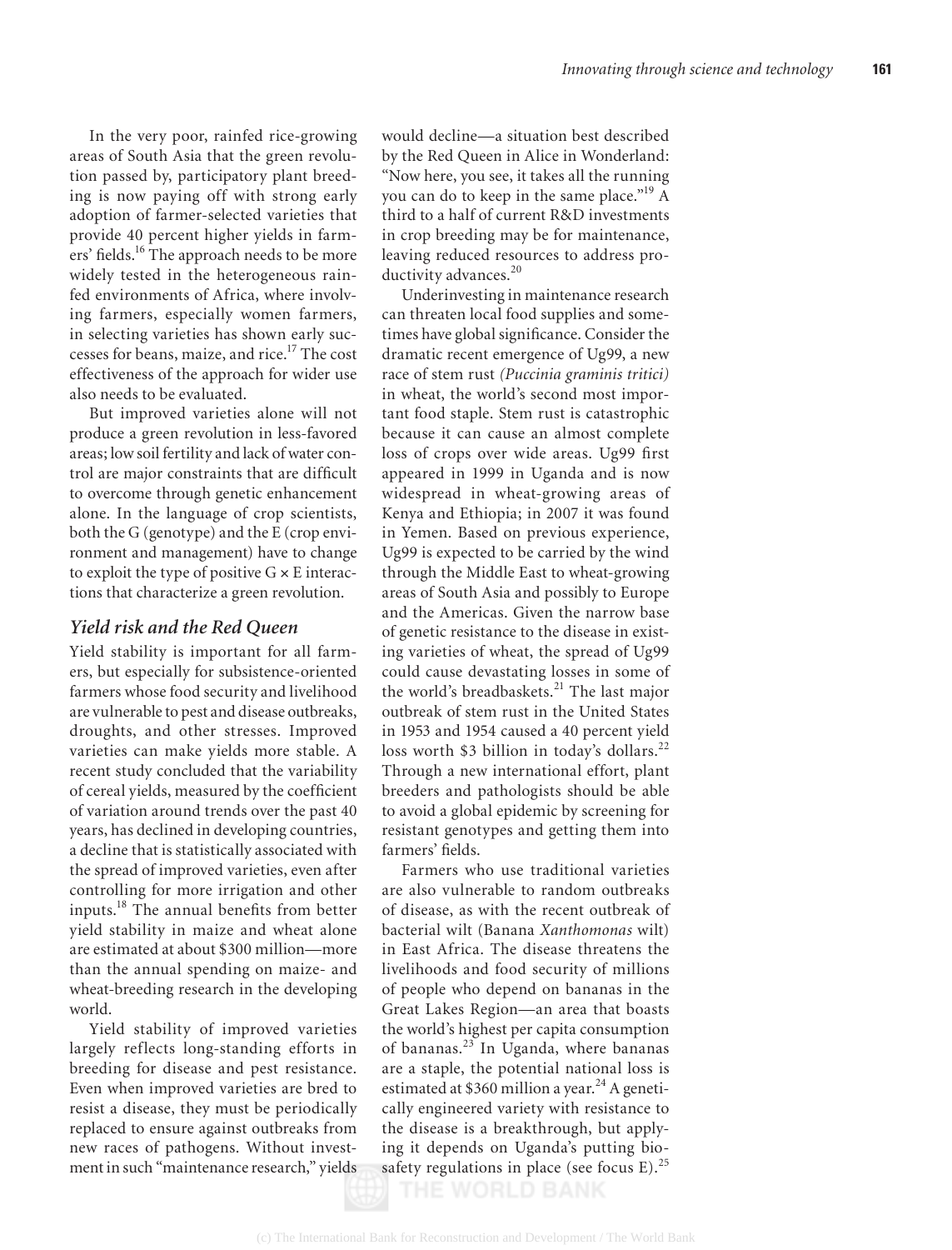In the very poor, rainfed rice-growing areas of South Asia that the green revolution passed by, participatory plant breeding is now paying off with strong early adoption of farmer-selected varieties that provide 40 percent higher yields in farmers' fields.[16] The approach needs to be more widely tested in the heterogeneous rainfed environments of Africa, where involving farmers, especially women farmers, in selecting varieties has shown early successes for beans, maize, and rice.[17] The cost effectiveness of the approach for wider use also needs to be evaluated.

But improved varieties alone will not produce a green revolution in less-favored areas; low soil fertility and lack of water control are major constraints that are difficult to overcome through genetic enhancement alone. In the language of crop scientists, both the G (genotype) and the E (crop environment and management) have to change to exploit the type of positive G × E interactions that characterize a green revolution.

### *Yield risk and the Red Queen*

Yield stability is important for all farmers, but especially for subsistence-oriented farmers whose food security and livelihood are vulnerable to pest and disease outbreaks, droughts, and other stresses. Improved varieties can make yields more stable. A recent study concluded that the variability of cereal yields, measured by the coefficient of variation around trends over the past 40 years, has declined in developing countries, a decline that is statistically associated with the spread of improved varieties, even after controlling for more irrigation and other inputs.[18] The annual benefits from better yield stability in maize and wheat alone are estimated at about $300 million—more than the annual spending on maize- and wheat-breeding research in the developing world.

Yield stability of improved varieties largely reflects long-standing efforts in breeding for disease and pest resistance. Even when improved varieties are bred to resist a disease, they must be periodically replaced to ensure against outbreaks from new races of pathogens. Without investment in such "maintenance research," yields would decline—a situation best described by the Red Queen in Alice in Wonderland: "Now here, you see, it takes all the running you can do to keep in the same place."[19] A third to a half of current R&D investments in crop breeding may be for maintenance, leaving reduced resources to address productivity advances.[20]

Underinvesting in maintenance research can threaten local food supplies and sometimes have global significance. Consider the dramatic recent emergence of Ug99, a new race of stem rust *(Puccinia graminis tritici)* in wheat, the world's second most important food staple. Stem rust is catastrophic because it can cause an almost complete loss of crops over wide areas. Ug99 first appeared in 1999 in Uganda and is now widespread in wheat-growing areas of Kenya and Ethiopia; in 2007 it was found in Yemen. Based on previous experience, Ug99 is expected to be carried by the wind through the Middle East to wheat-growing areas of South Asia and possibly to Europe and the Americas. Given the narrow base of genetic resistance to the disease in existing varieties of wheat, the spread of Ug99 could cause devastating losses in some of the world's breadbaskets.[21] The last major outbreak of stem rust in the United States in 1953 and 1954 caused a 40 percent yield loss worth $3 billion in today's dollars.[22] Through a new international effort, plant breeders and pathologists should be able to avoid a global epidemic by screening for resistant genotypes and getting them into farmers' fields.

Farmers who use traditional varieties are also vulnerable to random outbreaks of disease, as with the recent outbreak of bacterial wilt (Banana *Xanthomonas* wilt) in East Africa. The disease threatens the livelihoods and food security of millions of people who depend on bananas in the Great Lakes Region—an area that boasts the world's highest per capita consumption of bananas.[23] In Uganda, where bananas are a staple, the potential national loss is estimated at $360 million a year.[24] A genetically engineered variety with resistance to the disease is a breakthrough, but applying it depends on Uganda's putting biosafety regulations in place (see focus E).[25]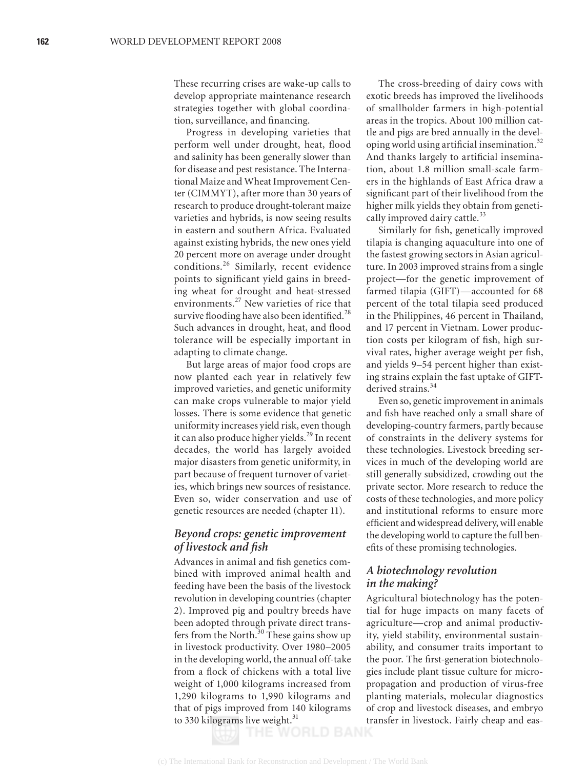These recurring crises are wake-up calls to develop appropriate maintenance research strategies together with global coordination, surveillance, and financing.

Progress in developing varieties that perform well under drought, heat, flood and salinity has been generally slower than for disease and pest resistance. The International Maize and Wheat Improvement Center (CIMMYT), after more than 30 years of research to produce drought-tolerant maize varieties and hybrids, is now seeing results in eastern and southern Africa. Evaluated against existing hybrids, the new ones yield 20 percent more on average under drought conditions.[26] Similarly, recent evidence points to significant yield gains in breeding wheat for drought and heat-stressed environments.[27] New varieties of rice that survive flooding have also been identified.[28] Such advances in drought, heat, and flood tolerance will be especially important in adapting to climate change.

But large areas of major food crops are now planted each year in relatively few improved varieties, and genetic uniformity can make crops vulnerable to major yield losses. There is some evidence that genetic uniformity increases yield risk, even though it can also produce higher yields.[29] In recent decades, the world has largely avoided major disasters from genetic uniformity, in part because of frequent turnover of varieties, which brings new sources of resistance. Even so, wider conservation and use of genetic resources are needed (chapter 11).

### *Beyond crops: genetic improvement of livestock and fish*

Advances in animal and fish genetics combined with improved animal health and feeding have been the basis of the livestock revolution in developing countries (chapter 2). Improved pig and poultry breeds have been adopted through private direct transfers from the North.[30] These gains show up in livestock productivity. Over 1980–2005 in the developing world, the annual off-take from a flock of chickens with a total live weight of 1,000 kilograms increased from 1,290 kilograms to 1,990 kilograms and that of pigs improved from 140 kilograms to 330 kilograms live weight.[31]

The cross-breeding of dairy cows with exotic breeds has improved the livelihoods of smallholder farmers in high-potential areas in the tropics. About 100 million cattle and pigs are bred annually in the developing world using artificial insemination.[32] And thanks largely to artificial insemination, about 1.8 million small-scale farmers in the highlands of East Africa draw a significant part of their livelihood from the higher milk yields they obtain from genetically improved dairy cattle.[33]

Similarly for fish, genetically improved tilapia is changing aquaculture into one of the fastest growing sectors in Asian agriculture. In 2003 improved strains from a single project—for the genetic improvement of farmed tilapia (GIFT)—accounted for 68 percent of the total tilapia seed produced in the Philippines, 46 percent in Thailand, and 17 percent in Vietnam. Lower production costs per kilogram of fish, high survival rates, higher average weight per fish, and yields 9–54 percent higher than existing strains explain the fast uptake of GIFT-derived strains.[34]

Even so, genetic improvement in animals and fish have reached only a small share of developing-country farmers, partly because of constraints in the delivery systems for these technologies. Livestock breeding services in much of the developing world are still generally subsidized, crowding out the private sector. More research to reduce the costs of these technologies, and more policy and institutional reforms to ensure more efficient and widespread delivery, will enable the developing world to capture the full benefits of these promising technologies.

### *A biotechnology revolution in the making?*

Agricultural biotechnology has the potential for huge impacts on many facets of agriculture—crop and animal productivity, yield stability, environmental sustainability, and consumer traits important to the poor. The first-generation biotechnologies include plant tissue culture for micropropagation and production of virus-free planting materials, molecular diagnostics of crop and livestock diseases, and embryo transfer in livestock. Fairly cheap and eas-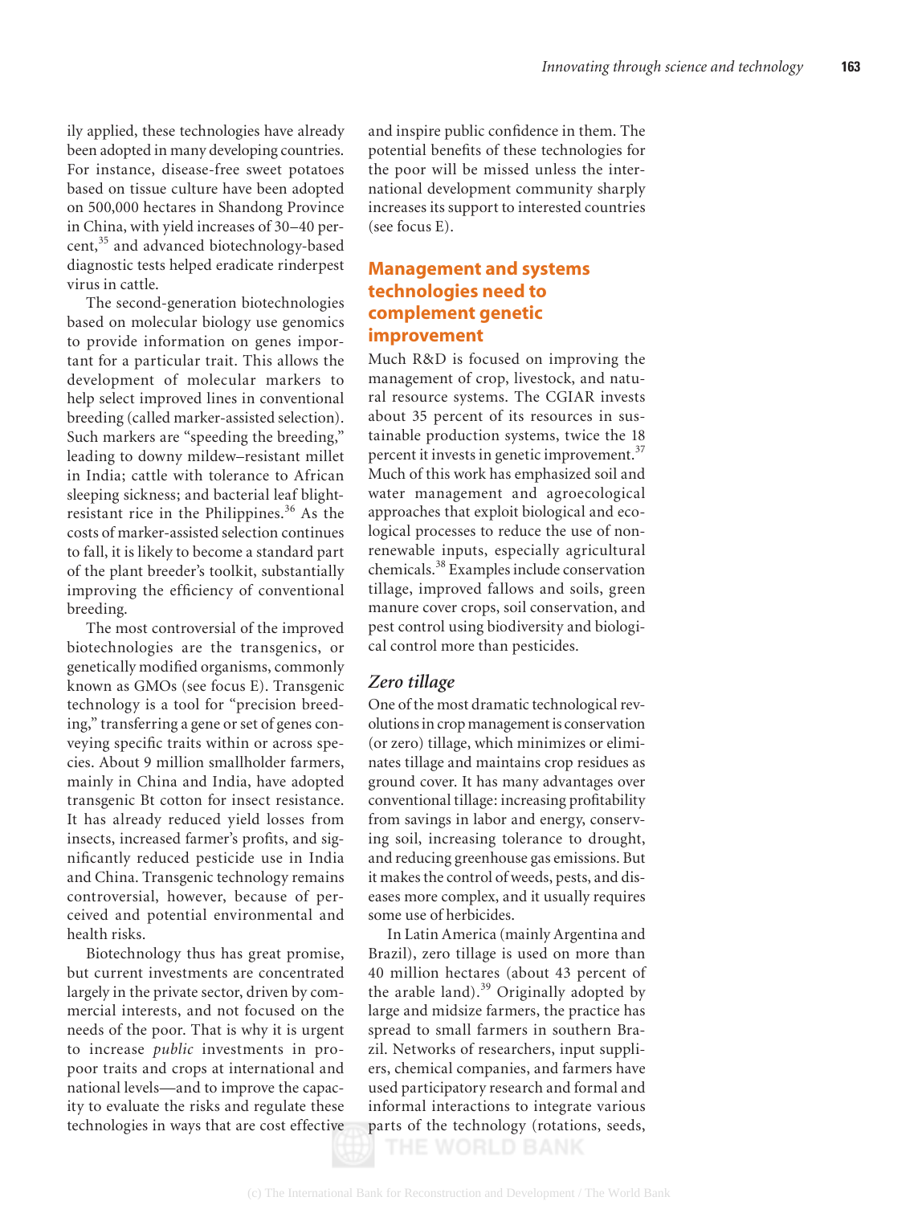ily applied, these technologies have already been adopted in many developing countries. For instance, disease-free sweet potatoes based on tissue culture have been adopted on 500,000 hectares in Shandong Province in China, with yield increases of 30–40 percent,[35] and advanced biotechnology-based diagnostic tests helped eradicate rinderpest virus in cattle.

The second-generation biotechnologies based on molecular biology use genomics to provide information on genes important for a particular trait. This allows the development of molecular markers to help select improved lines in conventional breeding (called marker-assisted selection). Such markers are "speeding the breeding," leading to downy mildew–resistant millet in India; cattle with tolerance to African sleeping sickness; and bacterial leaf blight-resistant rice in the Philippines.[36] As the costs of marker-assisted selection continues to fall, it is likely to become a standard part of the plant breeder's toolkit, substantially improving the efficiency of conventional breeding.

The most controversial of the improved biotechnologies are the transgenics, or genetically modified organisms, commonly known as GMOs (see focus E). Transgenic technology is a tool for "precision breeding," transferring a gene or set of genes conveying specific traits within or across species. About 9 million smallholder farmers, mainly in China and India, have adopted transgenic Bt cotton for insect resistance. It has already reduced yield losses from insects, increased farmer's profits, and significantly reduced pesticide use in India and China. Transgenic technology remains controversial, however, because of perceived and potential environmental and health risks.

Biotechnology thus has great promise, but current investments are concentrated largely in the private sector, driven by commercial interests, and not focused on the needs of the poor. That is why it is urgent to increase *public* investments in pro-poor traits and crops at international and national levels—and to improve the capacity to evaluate the risks and regulate these technologies in ways that are cost effective and inspire public confidence in them. The potential benefits of these technologies for the poor will be missed unless the international development community sharply increases its support to interested countries (see focus E).

## Management and systems technologies need to complement genetic improvement

Much R&D is focused on improving the management of crop, livestock, and natural resource systems. The CGIAR invests about 35 percent of its resources in sustainable production systems, twice the 18 percent it invests in genetic improvement.[37] Much of this work has emphasized soil and water management and agroecological approaches that exploit biological and ecological processes to reduce the use of nonrenewable inputs, especially agricultural chemicals.[38] Examples include conservation tillage, improved fallows and soils, green manure cover crops, soil conservation, and pest control using biodiversity and biological control more than pesticides.

### *Zero tillage*

One of the most dramatic technological revolutions in crop management is conservation (or zero) tillage, which minimizes or eliminates tillage and maintains crop residues as ground cover. It has many advantages over conventional tillage: increasing profitability from savings in labor and energy, conserving soil, increasing tolerance to drought, and reducing greenhouse gas emissions. But it makes the control of weeds, pests, and diseases more complex, and it usually requires some use of herbicides.

In Latin America (mainly Argentina and Brazil), zero tillage is used on more than 40 million hectares (about 43 percent of the arable land).[39] Originally adopted by large and midsize farmers, the practice has spread to small farmers in southern Brazil. Networks of researchers, input suppliers, chemical companies, and farmers have used participatory research and formal and informal interactions to integrate various parts of the technology (rotations, seeds,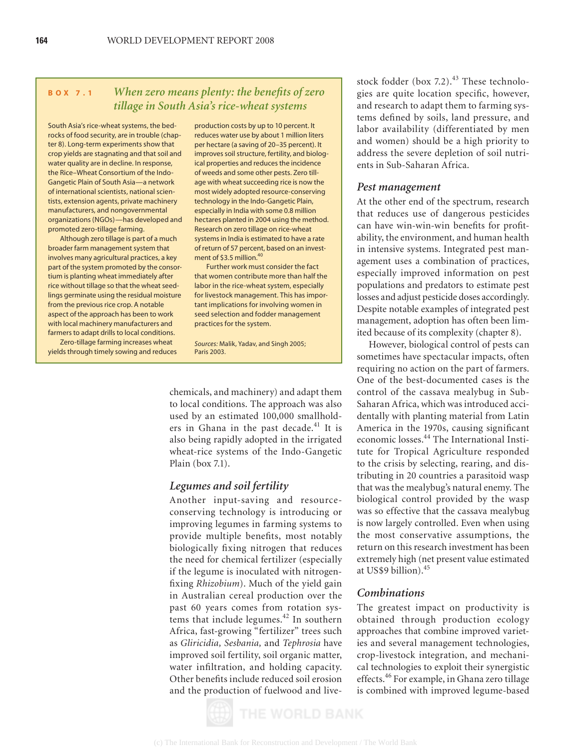## BOX 7.1 *When zero means plenty: the benefits of zero tillage in South Asia's rice-wheat systems*

South Asia's rice-wheat systems, the bedrocks of food security, are in trouble (chapter 8). Long-term experiments show that crop yields are stagnating and that soil and water quality are in decline. In response, the Rice–Wheat Consortium of the Indo-Gangetic Plain of South Asia—a network of international scientists, national scientists, extension agents, private machinery manufacturers, and nongovernmental organizations (NGOs)—has developed and promoted zero-tillage farming.

Although zero tillage is part of a much broader farm management system that involves many agricultural practices, a key part of the system promoted by the consortium is planting wheat immediately after rice without tillage so that the wheat seedlings germinate using the residual moisture from the previous rice crop. A notable aspect of the approach has been to work with local machinery manufacturers and farmers to adapt drills to local conditions.

Zero-tillage farming increases wheat yields through timely sowing and reduces production costs by up to 10 percent. It reduces water use by about 1 million liters per hectare (a saving of 20–35 percent). It improves soil structure, fertility, and biological properties and reduces the incidence of weeds and some other pests. Zero tillage with wheat succeeding rice is now the most widely adopted resource-conserving technology in the Indo-Gangetic Plain, especially in India with some 0.8 million hectares planted in 2004 using the method. Research on zero tillage on rice-wheat systems in India is estimated to have a rate of return of 57 percent, based on an investment of $3.5 million.[40]

Further work must consider the fact that women contribute more than half the labor in the rice-wheat system, especially for livestock management. This has important implications for involving women in seed selection and fodder management practices for the system.

*Sources:* Malik, Yadav, and Singh 2005; Paris 2003.

chemicals, and machinery) and adapt them to local conditions. The approach was also used by an estimated 100,000 smallholders in Ghana in the past decade.[41] It is also being rapidly adopted in the irrigated wheat-rice systems of the Indo-Gangetic Plain (box 7.1).

### Legumes and soil fertility

Another input-saving and resource-conserving technology is introducing or improving legumes in farming systems to provide multiple benefits, most notably biologically fixing nitrogen that reduces the need for chemical fertilizer (especially if the legume is inoculated with nitrogen-fixing *Rhizobium*). Much of the yield gain in Australian cereal production over the past 60 years comes from rotation systems that include legumes.[42] In southern Africa, fast-growing "fertilizer" trees such as *Gliricidia, Sesbania,* and *Tephrosia* have improved soil fertility, soil organic matter, water infiltration, and holding capacity. Other benefits include reduced soil erosion and the production of fuelwood and livestock fodder (box 7.2).[43] These technologies are quite location specific, however, and research to adapt them to farming systems defined by soils, land pressure, and labor availability (differentiated by men and women) should be a high priority to address the severe depletion of soil nutrients in Sub-Saharan Africa.

### Pest management

At the other end of the spectrum, research that reduces use of dangerous pesticides can have win-win-win benefits for profitability, the environment, and human health in intensive systems. Integrated pest management uses a combination of practices, especially improved information on pest populations and predators to estimate pest losses and adjust pesticide doses accordingly. Despite notable examples of integrated pest management, adoption has often been limited because of its complexity (chapter 8).

However, biological control of pests can sometimes have spectacular impacts, often requiring no action on the part of farmers. One of the best-documented cases is the control of the cassava mealybug in Sub-Saharan Africa, which was introduced accidentally with planting material from Latin America in the 1970s, causing significant economic losses.[44] The International Institute for Tropical Agriculture responded to the crisis by selecting, rearing, and distributing in 20 countries a parasitoid wasp that was the mealybug's natural enemy. The biological control provided by the wasp was so effective that the cassava mealybug is now largely controlled. Even when using the most conservative assumptions, the return on this research investment has been extremely high (net present value estimated at US$9 billion).[45]

### Combinations

The greatest impact on productivity is obtained through production ecology approaches that combine improved varieties and several management technologies, crop-livestock integration, and mechanical technologies to exploit their synergistic effects.[46] For example, in Ghana zero tillage is combined with improved legume-based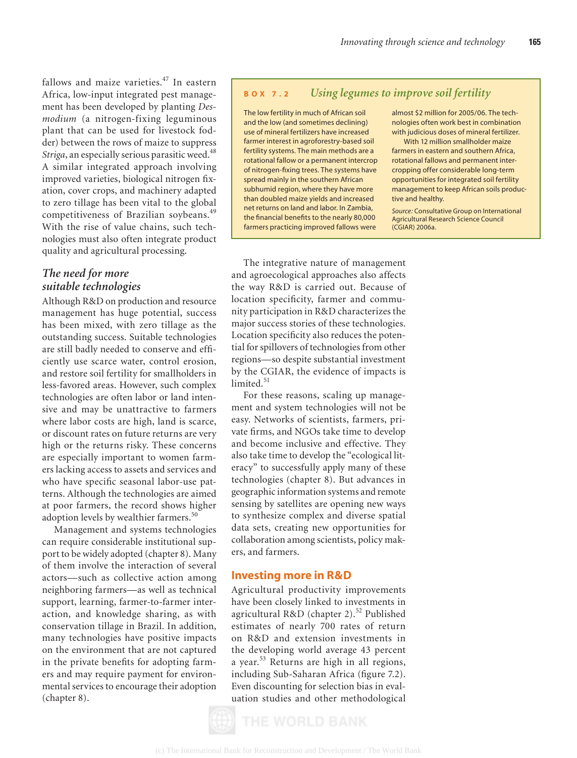fallows and maize varieties.[47] In eastern Africa, low-input integrated pest management has been developed by planting *Desmodium* (a nitrogen-fixing leguminous plant that can be used for livestock fodder) between the rows of maize to suppress *Striga*, an especially serious parasitic weed.[48] A similar integrated approach involving improved varieties, biological nitrogen fixation, cover crops, and machinery adapted to zero tillage has been vital to the global competitiveness of Brazilian soybeans.[49] With the rise of value chains, such technologies must also often integrate product quality and agricultural processing.

### The need for more suitable technologies

Although R&D on production and resource management has huge potential, success has been mixed, with zero tillage as the outstanding success. Suitable technologies are still badly needed to conserve and efficiently use scarce water, control erosion, and restore soil fertility for smallholders in less-favored areas. However, such complex technologies are often labor or land intensive and may be unattractive to farmers where labor costs are high, land is scarce, or discount rates on future returns are very high or the returns risky. These concerns are especially important to women farmers lacking access to assets and services and who have specific seasonal labor-use patterns. Although the technologies are aimed at poor farmers, the record shows higher adoption levels by wealthier farmers.[50]

Management and systems technologies can require considerable institutional support to be widely adopted (chapter 8). Many of them involve the interaction of several actors—such as collective action among neighboring farmers—as well as technical support, learning, farmer-to-farmer interaction, and knowledge sharing, as with conservation tillage in Brazil. In addition, many technologies have positive impacts on the environment that are not captured in the private benefits for adopting farmers and may require payment for environmental services to encourage their adoption (chapter 8).

> **BOX 7.2** *Using legumes to improve soil fertility*
>
> The low fertility in much of African soil and the low (and sometimes declining) use of mineral fertilizers have increased farmer interest in agroforestry-based soil fertility systems. The main methods are a rotational fallow or a permanent intercrop of nitrogen-fixing trees. The systems have spread mainly in the southern African subhumid region, where they have more than doubled maize yields and increased net returns on land and labor. In Zambia, the financial benefits to the nearly 80,000 farmers practicing improved fallows were almost $2 million for 2005/06. The technologies often work best in combination with judicious doses of mineral fertilizer.
>
> With 12 million smallholder maize farmers in eastern and southern Africa, rotational fallows and permanent intercropping offer considerable long-term opportunities for integrated soil fertility management to keep African soils productive and healthy.
>
> *Source:* Consultative Group on International Agricultural Research Science Council (CGIAR) 2006a.

The integrative nature of management and agroecological approaches also affects the way R&D is carried out. Because of location specificity, farmer and community participation in R&D characterizes the major success stories of these technologies. Location specificity also reduces the potential for spillovers of technologies from other regions—so despite substantial investment by the CGIAR, the evidence of impacts is limited.[51]

For these reasons, scaling up management and system technologies will not be easy. Networks of scientists, farmers, private firms, and NGOs take time to develop and become inclusive and effective. They also take time to develop the "ecological literacy" to successfully apply many of these technologies (chapter 8). But advances in geographic information systems and remote sensing by satellites are opening new ways to synthesize complex and diverse spatial data sets, creating new opportunities for collaboration among scientists, policy makers, and farmers.

## Investing more in R&D

Agricultural productivity improvements have been closely linked to investments in agricultural R&D (chapter 2).[52] Published estimates of nearly 700 rates of return on R&D and extension investments in the developing world average 43 percent a year.[53] Returns are high in all regions, including Sub-Saharan Africa (figure 7.2). Even discounting for selection bias in evaluation studies and other methodological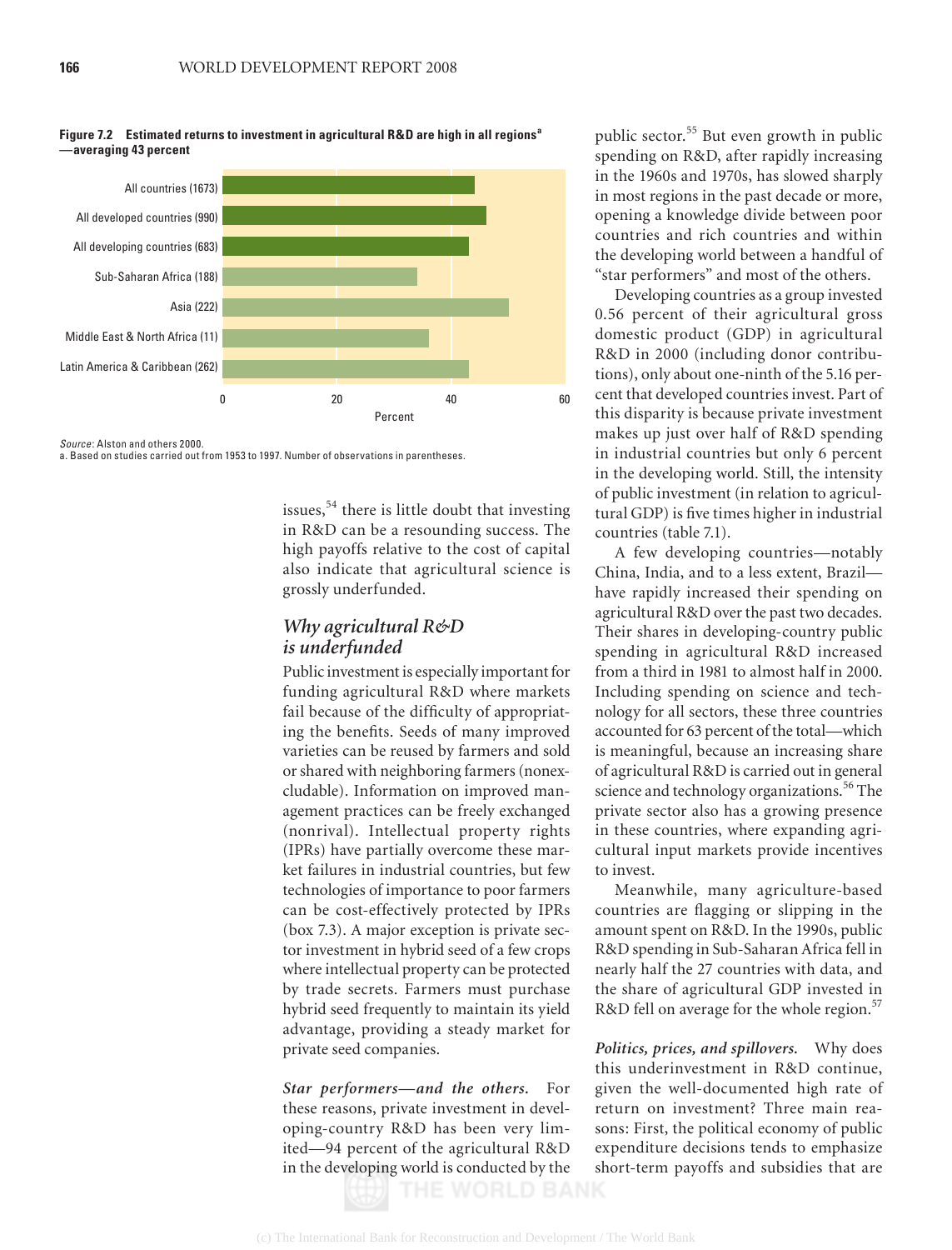**Figure 7.2 Estimated returns to investment in agricultural R&D are high in all regions[a] —averaging 43 percent**

All countries (1673)
All developed countries (990)
All developing countries (683)
Sub-Saharan Africa (188)
Asia (222)
Middle East & North Africa (11)
Latin America & Caribbean (262)

0
20
40
60
Percent

*Source*: Alston and others 2000.
a. Based on studies carried out from 1953 to 1997. Number of observations in parentheses.

issues,[54] there is little doubt that investing in R&D can be a resounding success. The high payoffs relative to the cost of capital also indicate that agricultural science is grossly underfunded.

### *Why agricultural R&D is underfunded*

Public investment is especially important for funding agricultural R&D where markets fail because of the difficulty of appropriating the benefits. Seeds of many improved varieties can be reused by farmers and sold or shared with neighboring farmers (nonexcludable). Information on improved management practices can be freely exchanged (nonrival). Intellectual property rights (IPRs) have partially overcome these market failures in industrial countries, but few technologies of importance to poor farmers can be cost-effectively protected by IPRs (box 7.3). A major exception is private sector investment in hybrid seed of a few crops where intellectual property can be protected by trade secrets. Farmers must purchase hybrid seed frequently to maintain its yield advantage, providing a steady market for private seed companies.

***Star performers—and the others.*** For these reasons, private investment in developing-country R&D has been very limited—94 percent of the agricultural R&D in the developing world is conducted by the public sector.[55] But even growth in public spending on R&D, after rapidly increasing in the 1960s and 1970s, has slowed sharply in most regions in the past decade or more, opening a knowledge divide between poor countries and rich countries and within the developing world between a handful of "star performers" and most of the others.

Developing countries as a group invested 0.56 percent of their agricultural gross domestic product (GDP) in agricultural R&D in 2000 (including donor contributions), only about one-ninth of the 5.16 percent that developed countries invest. Part of this disparity is because private investment makes up just over half of R&D spending in industrial countries but only 6 percent in the developing world. Still, the intensity of public investment (in relation to agricultural GDP) is five times higher in industrial countries (table 7.1).

A few developing countries—notably China, India, and to a less extent, Brazil—have rapidly increased their spending on agricultural R&D over the past two decades. Their shares in developing-country public spending in agricultural R&D increased from a third in 1981 to almost half in 2000. Including spending on science and technology for all sectors, these three countries accounted for 63 percent of the total—which is meaningful, because an increasing share of agricultural R&D is carried out in general science and technology organizations.[56] The private sector also has a growing presence in these countries, where expanding agricultural input markets provide incentives to invest.

Meanwhile, many agriculture-based countries are flagging or slipping in the amount spent on R&D. In the 1990s, public R&D spending in Sub-Saharan Africa fell in nearly half the 27 countries with data, and the share of agricultural GDP invested in R&D fell on average for the whole region.[57]

***Politics, prices, and spillovers.*** Why does this underinvestment in R&D continue, given the well-documented high rate of return on investment? Three main reasons: First, the political economy of public expenditure decisions tends to emphasize short-term payoffs and subsidies that are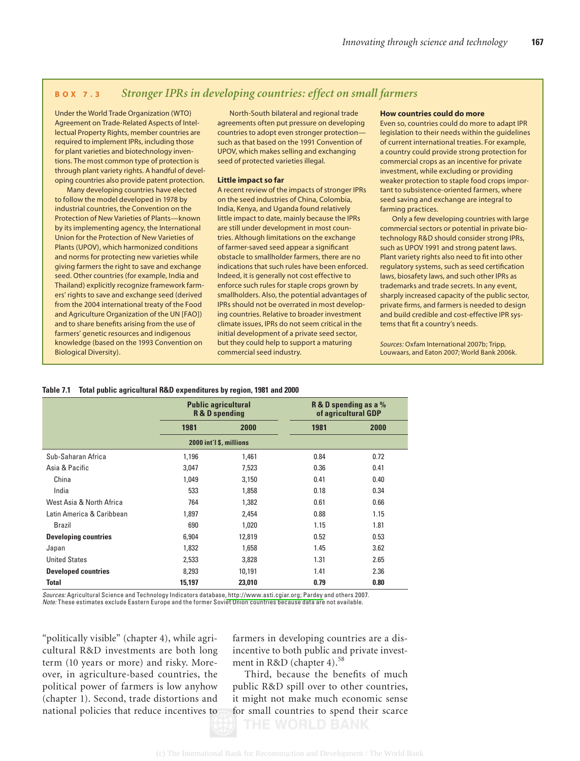## BOX 7.3 *Stronger IPRs in developing countries: effect on small farmers*

Under the World Trade Organization (WTO) Agreement on Trade-Related Aspects of Intellectual Property Rights, member countries are required to implement IPRs, including those for plant varieties and biotechnology inventions. The most common type of protection is through plant variety rights. A handful of developing countries also provide patent protection.

Many developing countries have elected to follow the model developed in 1978 by industrial countries, the Convention on the Protection of New Varieties of Plants—known by its implementing agency, the International Union for the Protection of New Varieties of Plants (UPOV), which harmonized conditions and norms for protecting new varieties while giving farmers the right to save and exchange seed. Other countries (for example, India and Thailand) explicitly recognize framework farmers' rights to save and exchange seed (derived from the 2004 international treaty of the Food and Agriculture Organization of the UN [FAO]) and to share benefits arising from the use of farmers' genetic resources and indigenous knowledge (based on the 1993 Convention on Biological Diversity).

North-South bilateral and regional trade agreements often put pressure on developing countries to adopt even stronger protection—such as that based on the 1991 Convention of UPOV, which makes selling and exchanging seed of protected varieties illegal.

**Little impact so far**

A recent review of the impacts of stronger IPRs on the seed industries of China, Colombia, India, Kenya, and Uganda found relatively little impact to date, mainly because the IPRs are still under development in most countries. Although limitations on the exchange of farmer-saved seed appear a significant obstacle to smallholder farmers, there are no indications that such rules have been enforced. Indeed, it is generally not cost effective to enforce such rules for staple crops grown by smallholders. Also, the potential advantages of IPRs should not be overrated in most developing countries. Relative to broader investment climate issues, IPRs do not seem critical in the initial development of a private seed sector, but they could help to support a maturing commercial seed industry.

**How countries could do more**

Even so, countries could do more to adapt IPR legislation to their needs within the guidelines of current international treaties. For example, a country could provide strong protection for commercial crops as an incentive for private investment, while excluding or providing weaker protection to staple food crops important to subsistence-oriented farmers, where seed saving and exchange are integral to farming practices.

Only a few developing countries with large commercial sectors or potential in private biotechnology R&D should consider strong IPRs, such as UPOV 1991 and strong patent laws. Plant variety rights also need to fit into other regulatory systems, such as seed certification laws, biosafety laws, and such other IPRs as trademarks and trade secrets. In any event, sharply increased capacity of the public sector, private firms, and farmers is needed to design and build credible and cost-effective IPR systems that fit a country's needs.

*Sources:* Oxfam International 2007b; Tripp, Louwaars, and Eaton 2007; World Bank 2006k.

**Table 7.1 Total public agricultural R&D expenditures by region, 1981 and 2000**

| | Public agricultural R & D spending | | R & D spending as a % of agricultural GDP | |
|---|---|---|---|---|
| | 1981 | 2000 | 1981 | 2000 |
| | 2000 int'l $, millions | | | |
| Sub-Saharan Africa | 1,196 | 1,461 | 0.84 | 0.72 |
| Asia & Pacific | 3,047 | 7,523 | 0.36 | 0.41 |
| China | 1,049 | 3,150 | 0.41 | 0.40 |
| India | 533 | 1,858 | 0.18 | 0.34 |
| West Asia & North Africa | 764 | 1,382 | 0.61 | 0.66 |
| Latin America & Caribbean | 1,897 | 2,454 | 0.88 | 1.15 |
| Brazil | 690 | 1,020 | 1.15 | 1.81 |
| **Developing countries** | 6,904 | 12,819 | 0.52 | 0.53 |
| Japan | 1,832 | 1,658 | 1.45 | 3.62 |
| United States | 2,533 | 3,828 | 1.31 | 2.65 |
| **Developed countries** | 8,293 | 10,191 | 1.41 | 2.36 |
| **Total** | **15,197** | **23,010** | **0.79** | **0.80** |

*Sources:* Agricultural Science and Technology Indicators database, http://www.asti.cgiar.org; Pardey and others 2007.
*Note:* These estimates exclude Eastern Europe and the former Soviet Union countries because data are not available.

"politically visible" (chapter 4), while agricultural R&D investments are both long term (10 years or more) and risky. Moreover, in agriculture-based countries, the political power of farmers is low anyhow (chapter 1). Second, trade distortions and national policies that reduce incentives to farmers in developing countries are a disincentive to both public and private investment in R&D (chapter 4).[58]

Third, because the benefits of much public R&D spill over to other countries, it might not make much economic sense for small countries to spend their scarce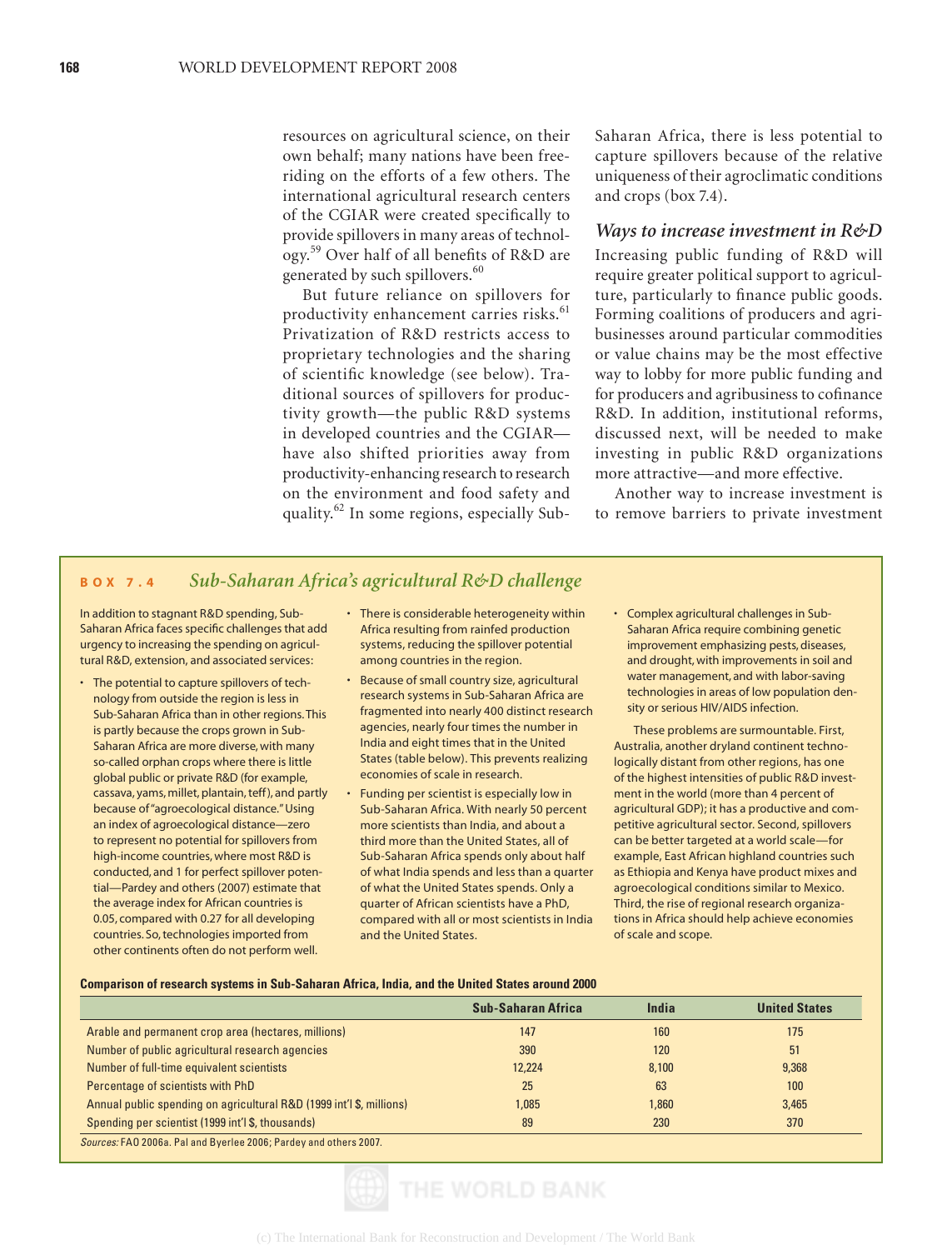resources on agricultural science, on their own behalf; many nations have been free-riding on the efforts of a few others. The international agricultural research centers of the CGIAR were created specifically to provide spillovers in many areas of technology.[59] Over half of all benefits of R&D are generated by such spillovers.[60]

But future reliance on spillovers for productivity enhancement carries risks.[61] Privatization of R&D restricts access to proprietary technologies and the sharing of scientific knowledge (see below). Traditional sources of spillovers for productivity growth—the public R&D systems in developed countries and the CGIAR—have also shifted priorities away from productivity-enhancing research to research on the environment and food safety and quality.[62] In some regions, especially Sub-Saharan Africa, there is less potential to capture spillovers because of the relative uniqueness of their agroclimatic conditions and crops (box 7.4).

### *Ways to increase investment in R&D*

Increasing public funding of R&D will require greater political support to agriculture, particularly to finance public goods. Forming coalitions of producers and agribusinesses around particular commodities or value chains may be the most effective way to lobby for more public funding and for producers and agribusiness to cofinance R&D. In addition, institutional reforms, discussed next, will be needed to make investing in public R&D organizations more attractive—and more effective.

Another way to increase investment is to remove barriers to private investment

---

**BOX 7.4** *Sub-Saharan Africa's agricultural R&D challenge*

In addition to stagnant R&D spending, Sub-Saharan Africa faces specific challenges that add urgency to increasing the spending on agricultural R&D, extension, and associated services:

- The potential to capture spillovers of technology from outside the region is less in Sub-Saharan Africa than in other regions. This is partly because the crops grown in Sub-Saharan Africa are more diverse, with many so-called orphan crops where there is little global public or private R&D (for example, cassava, yams, millet, plantain, teff), and partly because of "agroecological distance." Using an index of agroecological distance—zero to represent no potential for spillovers from high-income countries, where most R&D is conducted, and 1 for perfect spillover potential—Pardey and others (2007) estimate that the average index for African countries is 0.05, compared with 0.27 for all developing countries. So, technologies imported from other continents often do not perform well.
- There is considerable heterogeneity within Africa resulting from rainfed production systems, reducing the spillover potential among countries in the region.
- Because of small country size, agricultural research systems in Sub-Saharan Africa are fragmented into nearly 400 distinct research agencies, nearly four times the number in India and eight times that in the United States (table below). This prevents realizing economies of scale in research.
- Funding per scientist is especially low in Sub-Saharan Africa. With nearly 50 percent more scientists than India, and about a third more than the United States, all of Sub-Saharan Africa spends only about half of what India spends and less than a quarter of what the United States spends. Only a quarter of African scientists have a PhD, compared with all or most scientists in India and the United States.
- Complex agricultural challenges in Sub-Saharan Africa require combining genetic improvement emphasizing pests, diseases, and drought, with improvements in soil and water management, and with labor-saving technologies in areas of low population density or serious HIV/AIDS infection.

These problems are surmountable. First, Australia, another dryland continent technologically distant from other regions, has one of the highest intensities of public R&D investment in the world (more than 4 percent of agricultural GDP); it has a productive and competitive agricultural sector. Second, spillovers can be better targeted at a world scale—for example, East African highland countries such as Ethiopia and Kenya have product mixes and agroecological conditions similar to Mexico. Third, the rise of regional research organizations in Africa should help achieve economies of scale and scope.

**Comparison of research systems in Sub-Saharan Africa, India, and the United States around 2000**

| | Sub-Saharan Africa | India | United States |
|---|---|---|---|
| Arable and permanent crop area (hectares, millions) | 147 | 160 | 175 |
| Number of public agricultural research agencies | 390 | 120 | 51 |
| Number of full-time equivalent scientists | 12,224 | 8,100 | 9,368 |
| Percentage of scientists with PhD | 25 | 63 | 100 |
| Annual public spending on agricultural R&D (1999 int'l $, millions) | 1,085 | 1,860 | 3,465 |
| Spending per scientist (1999 int'l $, thousands) | 89 | 230 | 370 |

*Sources:* FAO 2006a. Pal and Byerlee 2006; Pardey and others 2007.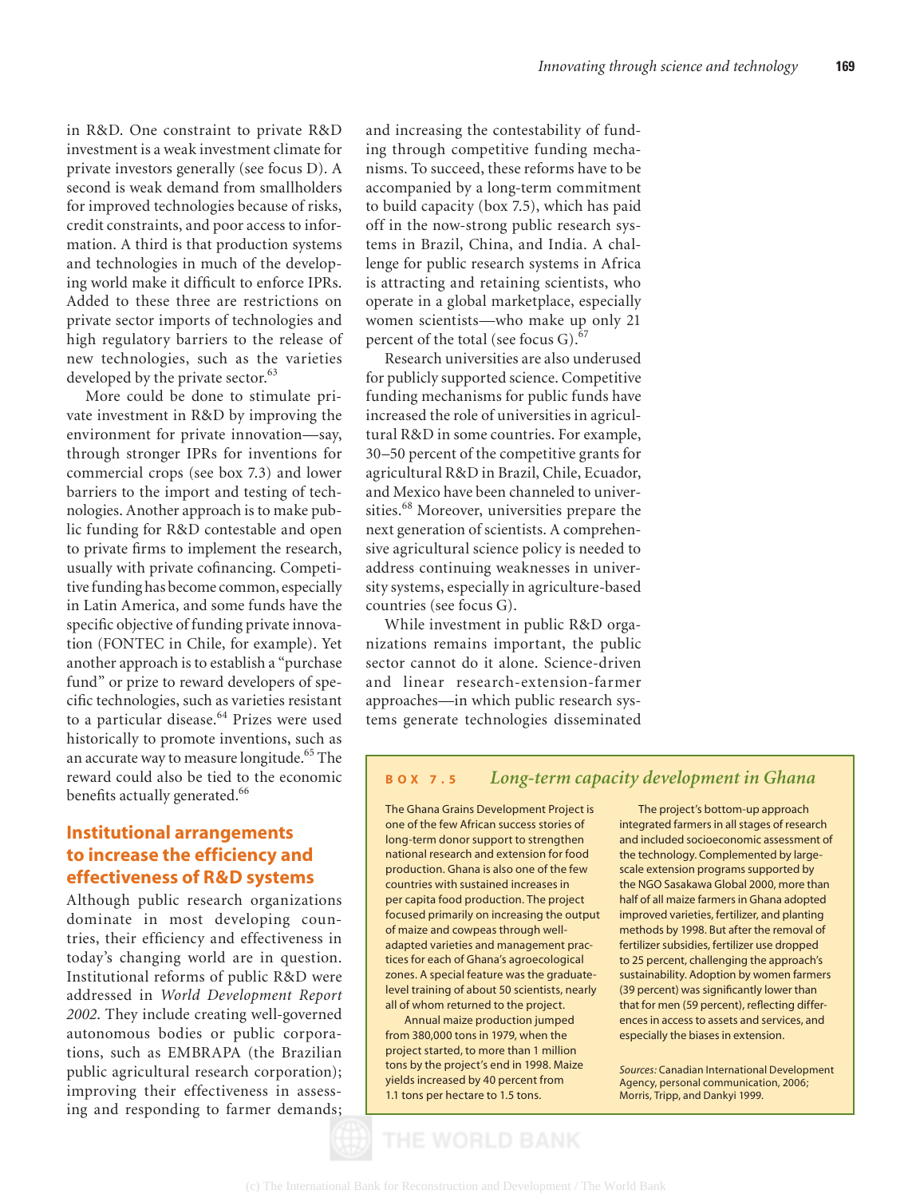in R&D. One constraint to private R&D investment is a weak investment climate for private investors generally (see focus D). A second is weak demand from smallholders for improved technologies because of risks, credit constraints, and poor access to information. A third is that production systems and technologies in much of the developing world make it difficult to enforce IPRs. Added to these three are restrictions on private sector imports of technologies and high regulatory barriers to the release of new technologies, such as the varieties developed by the private sector.[63]

More could be done to stimulate private investment in R&D by improving the environment for private innovation—say, through stronger IPRs for inventions for commercial crops (see box 7.3) and lower barriers to the import and testing of technologies. Another approach is to make public funding for R&D contestable and open to private firms to implement the research, usually with private cofinancing. Competitive funding has become common, especially in Latin America, and some funds have the specific objective of funding private innovation (FONTEC in Chile, for example). Yet another approach is to establish a "purchase fund" or prize to reward developers of specific technologies, such as varieties resistant to a particular disease.[64] Prizes were used historically to promote inventions, such as an accurate way to measure longitude.[65] The reward could also be tied to the economic benefits actually generated.[66]

## Institutional arrangements to increase the efficiency and effectiveness of R&D systems

Although public research organizations dominate in most developing countries, their efficiency and effectiveness in today's changing world are in question. Institutional reforms of public R&D were addressed in *World Development Report 2002*. They include creating well-governed autonomous bodies or public corporations, such as EMBRAPA (the Brazilian public agricultural research corporation); improving their effectiveness in assessing and responding to farmer demands; and increasing the contestability of funding through competitive funding mechanisms. To succeed, these reforms have to be accompanied by a long-term commitment to build capacity (box 7.5), which has paid off in the now-strong public research systems in Brazil, China, and India. A challenge for public research systems in Africa is attracting and retaining scientists, who operate in a global marketplace, especially women scientists—who make up only 21 percent of the total (see focus G).[67]

Research universities are also underused for publicly supported science. Competitive funding mechanisms for public funds have increased the role of universities in agricultural R&D in some countries. For example, 30–50 percent of the competitive grants for agricultural R&D in Brazil, Chile, Ecuador, and Mexico have been channeled to universities.[68] Moreover, universities prepare the next generation of scientists. A comprehensive agricultural science policy is needed to address continuing weaknesses in university systems, especially in agriculture-based countries (see focus G).

While investment in public R&D organizations remains important, the public sector cannot do it alone. Science-driven and linear research-extension-farmer approaches—in which public research systems generate technologies disseminated

---

**BOX 7.5** *Long-term capacity development in Ghana*

The Ghana Grains Development Project is one of the few African success stories of long-term donor support to strengthen national research and extension for food production. Ghana is also one of the few countries with sustained increases in per capita food production. The project focused primarily on increasing the output of maize and cowpeas through well-adapted varieties and management practices for each of Ghana's agroecological zones. A special feature was the graduate-level training of about 50 scientists, nearly all of whom returned to the project.

Annual maize production jumped from 380,000 tons in 1979, when the project started, to more than 1 million tons by the project's end in 1998. Maize yields increased by 40 percent from 1.1 tons per hectare to 1.5 tons.

The project's bottom-up approach integrated farmers in all stages of research and included socioeconomic assessment of the technology. Complemented by large-scale extension programs supported by the NGO Sasakawa Global 2000, more than half of all maize farmers in Ghana adopted improved varieties, fertilizer, and planting methods by 1998. But after the removal of fertilizer subsidies, fertilizer use dropped to 25 percent, challenging the approach's sustainability. Adoption by women farmers (39 percent) was significantly lower than that for men (59 percent), reflecting differences in access to assets and services, and especially the biases in extension.

*Sources:* Canadian International Development Agency, personal communication, 2006; Morris, Tripp, and Dankyi 1999.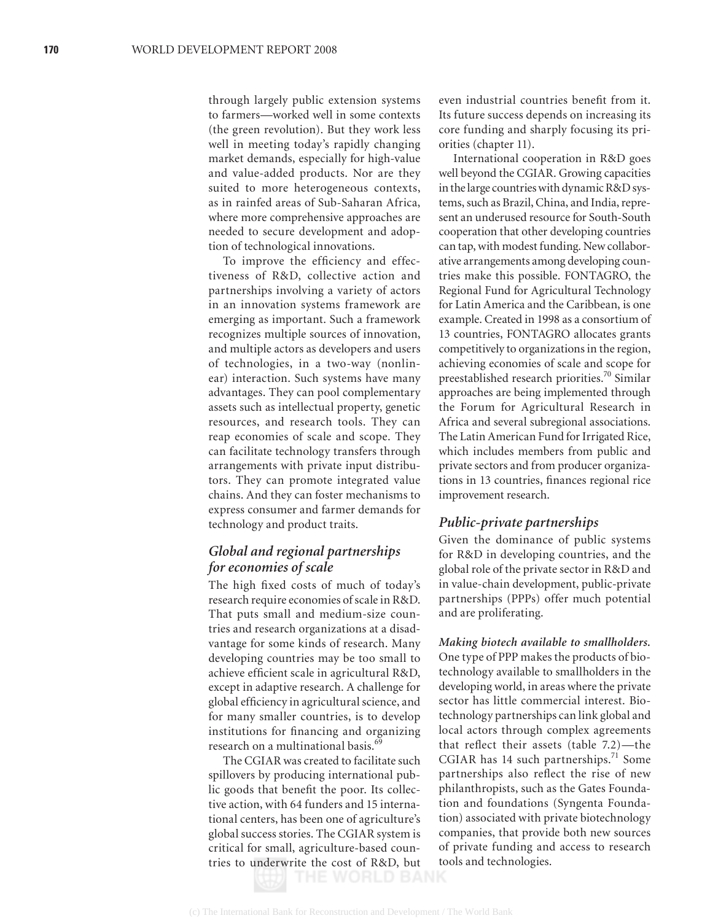through largely public extension systems to farmers—worked well in some contexts (the green revolution). But they work less well in meeting today's rapidly changing market demands, especially for high-value and value-added products. Nor are they suited to more heterogeneous contexts, as in rainfed areas of Sub-Saharan Africa, where more comprehensive approaches are needed to secure development and adoption of technological innovations.

To improve the efficiency and effectiveness of R&D, collective action and partnerships involving a variety of actors in an innovation systems framework are emerging as important. Such a framework recognizes multiple sources of innovation, and multiple actors as developers and users of technologies, in a two-way (nonlinear) interaction. Such systems have many advantages. They can pool complementary assets such as intellectual property, genetic resources, and research tools. They can reap economies of scale and scope. They can facilitate technology transfers through arrangements with private input distributors. They can promote integrated value chains. And they can foster mechanisms to express consumer and farmer demands for technology and product traits.

### *Global and regional partnerships for economies of scale*

The high fixed costs of much of today's research require economies of scale in R&D. That puts small and medium-size countries and research organizations at a disadvantage for some kinds of research. Many developing countries may be too small to achieve efficient scale in agricultural R&D, except in adaptive research. A challenge for global efficiency in agricultural science, and for many smaller countries, is to develop institutions for financing and organizing research on a multinational basis.[69]

The CGIAR was created to facilitate such spillovers by producing international public goods that benefit the poor. Its collective action, with 64 funders and 15 international centers, has been one of agriculture's global success stories. The CGIAR system is critical for small, agriculture-based countries to underwrite the cost of R&D, but even industrial countries benefit from it. Its future success depends on increasing its core funding and sharply focusing its priorities (chapter 11).

International cooperation in R&D goes well beyond the CGIAR. Growing capacities in the large countries with dynamic R&D systems, such as Brazil, China, and India, represent an underused resource for South-South cooperation that other developing countries can tap, with modest funding. New collaborative arrangements among developing countries make this possible. FONTAGRO, the Regional Fund for Agricultural Technology for Latin America and the Caribbean, is one example. Created in 1998 as a consortium of 13 countries, FONTAGRO allocates grants competitively to organizations in the region, achieving economies of scale and scope for preestablished research priorities.[70] Similar approaches are being implemented through the Forum for Agricultural Research in Africa and several subregional associations. The Latin American Fund for Irrigated Rice, which includes members from public and private sectors and from producer organizations in 13 countries, finances regional rice improvement research.

### *Public-private partnerships*

Given the dominance of public systems for R&D in developing countries, and the global role of the private sector in R&D and in value-chain development, public-private partnerships (PPPs) offer much potential and are proliferating.

***Making biotech available to smallholders.*** One type of PPP makes the products of biotechnology available to smallholders in the developing world, in areas where the private sector has little commercial interest. Biotechnology partnerships can link global and local actors through complex agreements that reflect their assets (table 7.2)—the CGIAR has 14 such partnerships.[71] Some partnerships also reflect the rise of new philanthropists, such as the Gates Foundation and foundations (Syngenta Foundation) associated with private biotechnology companies, that provide both new sources of private funding and access to research tools and technologies.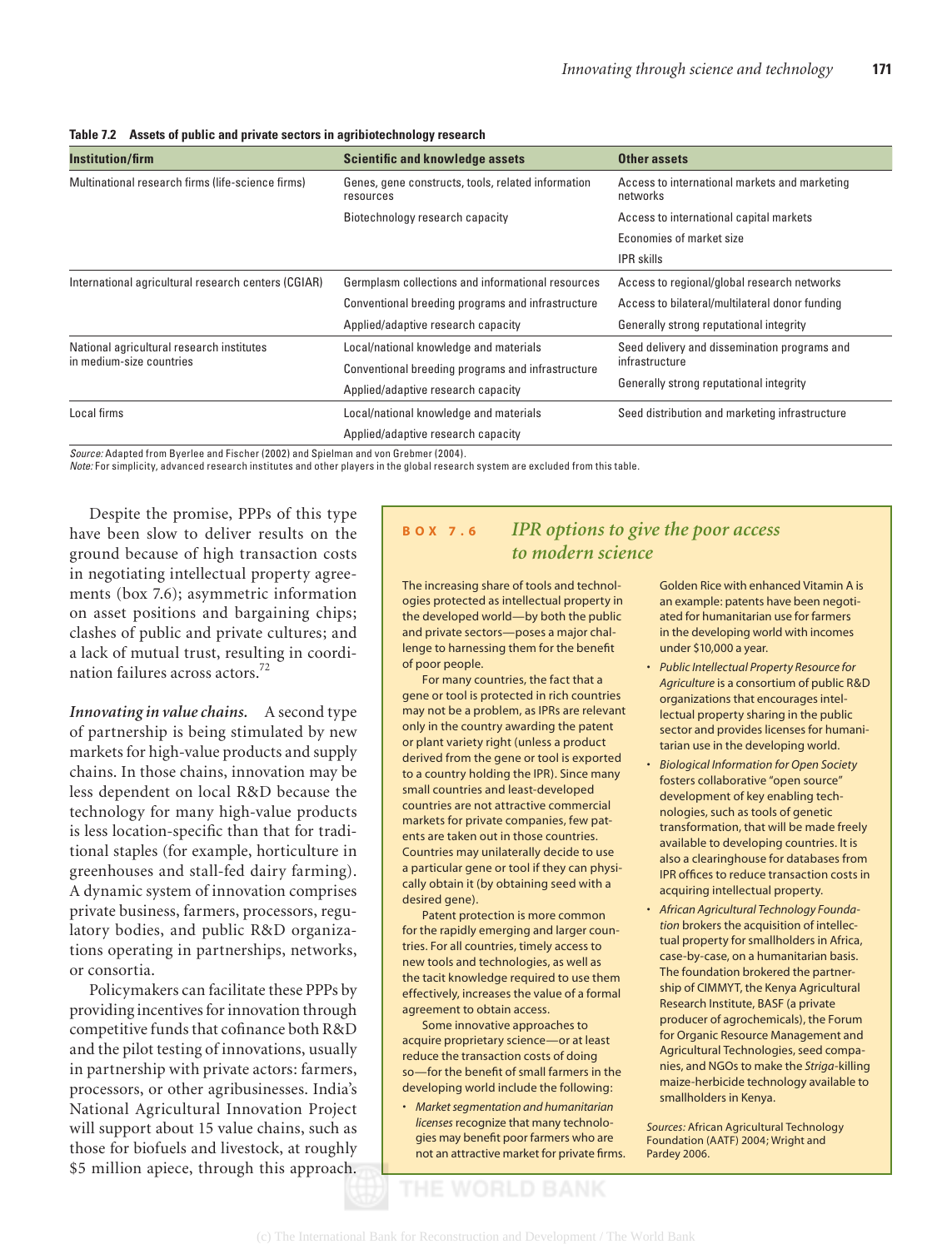Table 7.2 Assets of public and private sectors in agribiotechnology research

| Institution/firm | Scientific and knowledge assets | Other assets |
|---|---|---|
| Multinational research firms (life-science firms) | Genes, gene constructs, tools, related information resources | Access to international markets and marketing networks |
| | Biotechnology research capacity | Access to international capital markets |
| | | Economies of market size |
| | | IPR skills |
| International agricultural research centers (CGIAR) | Germplasm collections and informational resources | Access to regional/global research networks |
| | Conventional breeding programs and infrastructure | Access to bilateral/multilateral donor funding |
| | Applied/adaptive research capacity | Generally strong reputational integrity |
| National agricultural research institutes in medium-size countries | Local/national knowledge and materials | Seed delivery and dissemination programs and infrastructure |
| | Conventional breeding programs and infrastructure | Generally strong reputational integrity |
| | Applied/adaptive research capacity | |
| Local firms | Local/national knowledge and materials | Seed distribution and marketing infrastructure |
| | Applied/adaptive research capacity | |

*Source:* Adapted from Byerlee and Fischer (2002) and Spielman and von Grebmer (2004).
*Note:* For simplicity, advanced research institutes and other players in the global research system are excluded from this table.

Despite the promise, PPPs of this type have been slow to deliver results on the ground because of high transaction costs in negotiating intellectual property agreements (box 7.6); asymmetric information on asset positions and bargaining chips; clashes of public and private cultures; and a lack of mutual trust, resulting in coordination failures across actors.[72]

***Innovating in value chains.*** A second type of partnership is being stimulated by new markets for high-value products and supply chains. In those chains, innovation may be less dependent on local R&D because the technology for many high-value products is less location-specific than that for traditional staples (for example, horticulture in greenhouses and stall-fed dairy farming). A dynamic system of innovation comprises private business, farmers, processors, regulatory bodies, and public R&D organizations operating in partnerships, networks, or consortia.

Policymakers can facilitate these PPPs by providing incentives for innovation through competitive funds that cofinance both R&D and the pilot testing of innovations, usually in partnership with private actors: farmers, processors, or other agribusinesses. India's National Agricultural Innovation Project will support about 15 value chains, such as those for biofuels and livestock, at roughly $5 million apiece, through this approach.

## BOX 7.6 *IPR options to give the poor access to modern science*

The increasing share of tools and technologies protected as intellectual property in the developed world—by both the public and private sectors—poses a major challenge to harnessing them for the benefit of poor people.

For many countries, the fact that a gene or tool is protected in rich countries may not be a problem, as IPRs are relevant only in the country awarding the patent or plant variety right (unless a product derived from the gene or tool is exported to a country holding the IPR). Since many small countries and least-developed countries are not attractive commercial markets for private companies, few patents are taken out in those countries. Countries may unilaterally decide to use a particular gene or tool if they can physically obtain it (by obtaining seed with a desired gene).

Patent protection is more common for the rapidly emerging and larger countries. For all countries, timely access to new tools and technologies, as well as the tacit knowledge required to use them effectively, increases the value of a formal agreement to obtain access.

Some innovative approaches to acquire proprietary science—or at least reduce the transaction costs of doing so—for the benefit of small farmers in the developing world include the following:

- *Market segmentation and humanitarian licenses* recognize that many technologies may benefit poor farmers who are not an attractive market for private firms. Golden Rice with enhanced Vitamin A is an example: patents have been negotiated for humanitarian use for farmers in the developing world with incomes under $10,000 a year.
- *Public Intellectual Property Resource for Agriculture* is a consortium of public R&D organizations that encourages intellectual property sharing in the public sector and provides licenses for humanitarian use in the developing world.
- *Biological Information for Open Society* fosters collaborative "open source" development of key enabling technologies, such as tools of genetic transformation, that will be made freely available to developing countries. It is also a clearinghouse for databases from IPR offices to reduce transaction costs in acquiring intellectual property.
- *African Agricultural Technology Foundation* brokers the acquisition of intellectual property for smallholders in Africa, case-by-case, on a humanitarian basis. The foundation brokered the partnership of CIMMYT, the Kenya Agricultural Research Institute, BASF (a private producer of agrochemicals), the Forum for Organic Resource Management and Agricultural Technologies, seed companies, and NGOs to make the *Striga*-killing maize-herbicide technology available to smallholders in Kenya.

*Sources:* African Agricultural Technology Foundation (AATF) 2004; Wright and Pardey 2006.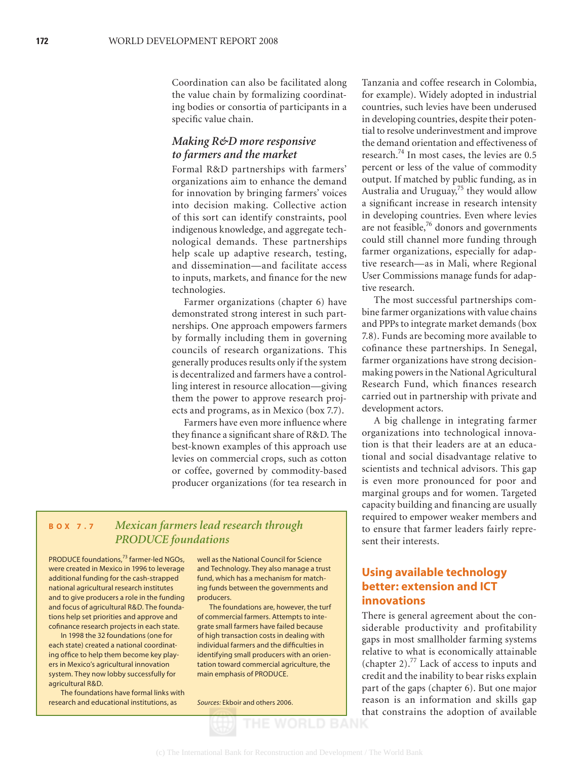Coordination can also be facilitated along the value chain by formalizing coordinating bodies or consortia of participants in a specific value chain.

### *Making R&D more responsive to farmers and the market*

Formal R&D partnerships with farmers' organizations aim to enhance the demand for innovation by bringing farmers' voices into decision making. Collective action of this sort can identify constraints, pool indigenous knowledge, and aggregate technological demands. These partnerships help scale up adaptive research, testing, and dissemination—and facilitate access to inputs, markets, and finance for the new technologies.

Farmer organizations (chapter 6) have demonstrated strong interest in such partnerships. One approach empowers farmers by formally including them in governing councils of research organizations. This generally produces results only if the system is decentralized and farmers have a controlling interest in resource allocation—giving them the power to approve research projects and programs, as in Mexico (box 7.7).

Farmers have even more influence where they finance a significant share of R&D. The best-known examples of this approach use levies on commercial crops, such as cotton or coffee, governed by commodity-based producer organizations (for tea research in Tanzania and coffee research in Colombia, for example). Widely adopted in industrial countries, such levies have been underused in developing countries, despite their potential to resolve underinvestment and improve the demand orientation and effectiveness of research.[74] In most cases, the levies are 0.5 percent or less of the value of commodity output. If matched by public funding, as in Australia and Uruguay,[75] they would allow a significant increase in research intensity in developing countries. Even where levies are not feasible,[76] donors and governments could still channel more funding through farmer organizations, especially for adaptive research—as in Mali, where Regional User Commissions manage funds for adaptive research.

The most successful partnerships combine farmer organizations with value chains and PPPs to integrate market demands (box 7.8). Funds are becoming more available to cofinance these partnerships. In Senegal, farmer organizations have strong decision-making powers in the National Agricultural Research Fund, which finances research carried out in partnership with private and development actors.

A big challenge in integrating farmer organizations into technological innovation is that their leaders are at an educational and social disadvantage relative to scientists and technical advisors. This gap is even more pronounced for poor and marginal groups and for women. Targeted capacity building and financing are usually required to empower weaker members and to ensure that farmer leaders fairly represent their interests.

---

**BOX 7.7** *Mexican farmers lead research through PRODUCE foundations*

PRODUCE foundations,[73] farmer-led NGOs, were created in Mexico in 1996 to leverage additional funding for the cash-strapped national agricultural research institutes and to give producers a role in the funding and focus of agricultural R&D. The foundations help set priorities and approve and cofinance research projects in each state.

In 1998 the 32 foundations (one for each state) created a national coordinating office to help them become key players in Mexico's agricultural innovation system. They now lobby successfully for agricultural R&D.

The foundations have formal links with research and educational institutions, as well as the National Council for Science and Technology. They also manage a trust fund, which has a mechanism for matching funds between the governments and producers.

The foundations are, however, the turf of commercial farmers. Attempts to integrate small farmers have failed because of high transaction costs in dealing with individual farmers and the difficulties in identifying small producers with an orientation toward commercial agriculture, the main emphasis of PRODUCE.

*Sources:* Ekboir and others 2006.

---

## Using available technology better: extension and ICT innovations

There is general agreement about the considerable productivity and profitability gaps in most smallholder farming systems relative to what is economically attainable (chapter 2).[77] Lack of access to inputs and credit and the inability to bear risks explain part of the gaps (chapter 6). But one major reason is an information and skills gap that constrains the adoption of available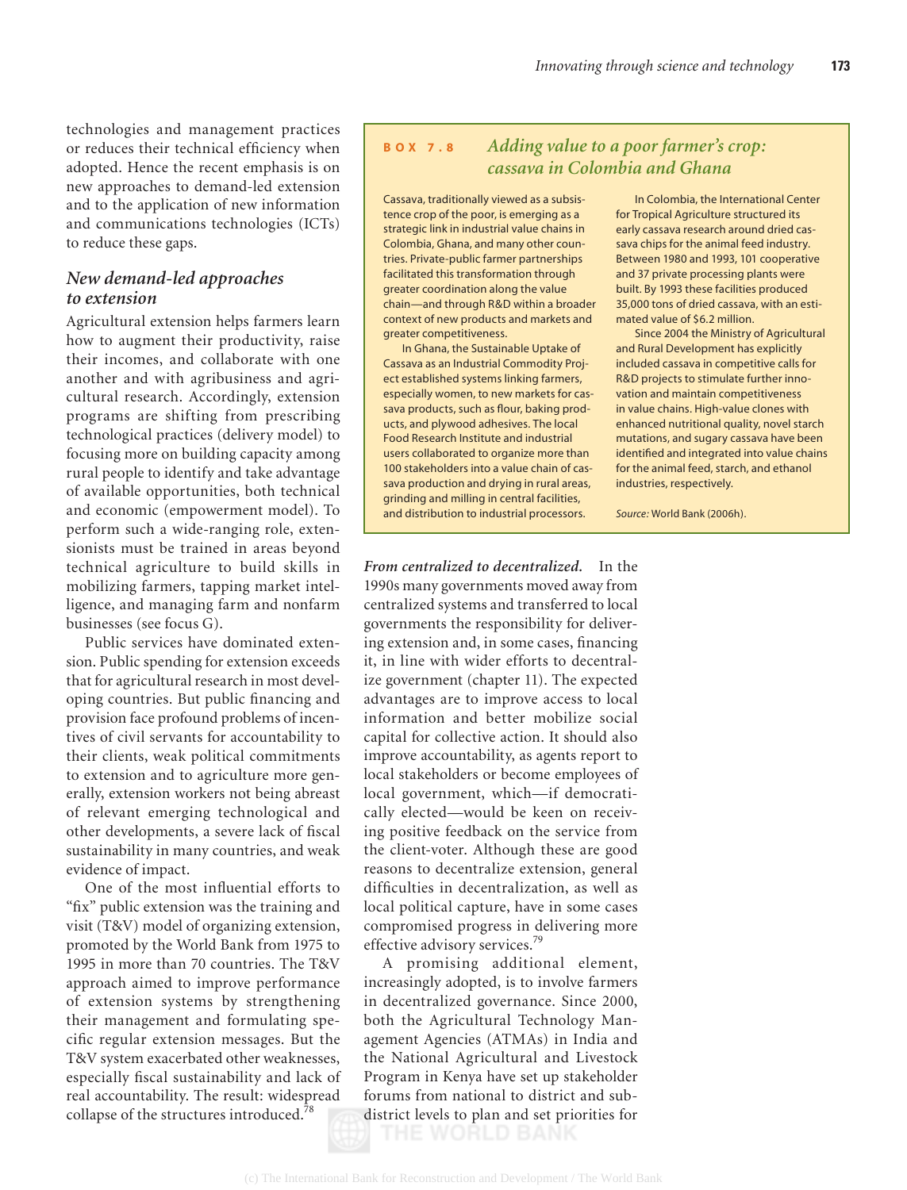technologies and management practices or reduces their technical efficiency when adopted. Hence the recent emphasis is on new approaches to demand-led extension and to the application of new information and communications technologies (ICTs) to reduce these gaps.

### *New demand-led approaches to extension*

Agricultural extension helps farmers learn how to augment their productivity, raise their incomes, and collaborate with one another and with agribusiness and agricultural research. Accordingly, extension programs are shifting from prescribing technological practices (delivery model) to focusing more on building capacity among rural people to identify and take advantage of available opportunities, both technical and economic (empowerment model). To perform such a wide-ranging role, extensionists must be trained in areas beyond technical agriculture to build skills in mobilizing farmers, tapping market intelligence, and managing farm and nonfarm businesses (see focus G).

Public services have dominated extension. Public spending for extension exceeds that for agricultural research in most developing countries. But public financing and provision face profound problems of incentives of civil servants for accountability to their clients, weak political commitments to extension and to agriculture more generally, extension workers not being abreast of relevant emerging technological and other developments, a severe lack of fiscal sustainability in many countries, and weak evidence of impact.

One of the most influential efforts to "fix" public extension was the training and visit (T&V) model of organizing extension, promoted by the World Bank from 1975 to 1995 in more than 70 countries. The T&V approach aimed to improve performance of extension systems by strengthening their management and formulating specific regular extension messages. But the T&V system exacerbated other weaknesses, especially fiscal sustainability and lack of real accountability. The result: widespread collapse of the structures introduced.[78]

> **BOX 7.8** *Adding value to a poor farmer's crop: cassava in Colombia and Ghana*
>
> Cassava, traditionally viewed as a subsistence crop of the poor, is emerging as a strategic link in industrial value chains in Colombia, Ghana, and many other countries. Private-public farmer partnerships facilitated this transformation through greater coordination along the value chain—and through R&D within a broader context of new products and markets and greater competitiveness.
>
> In Ghana, the Sustainable Uptake of Cassava as an Industrial Commodity Project established systems linking farmers, especially women, to new markets for cassava products, such as flour, baking products, and plywood adhesives. The local Food Research Institute and industrial users collaborated to organize more than 100 stakeholders into a value chain of cassava production and drying in rural areas, grinding and milling in central facilities, and distribution to industrial processors.
>
> In Colombia, the International Center for Tropical Agriculture structured its early cassava research around dried cassava chips for the animal feed industry. Between 1980 and 1993, 101 cooperative and 37 private processing plants were built. By 1993 these facilities produced 35,000 tons of dried cassava, with an estimated value of $6.2 million.
>
> Since 2004 the Ministry of Agricultural and Rural Development has explicitly included cassava in competitive calls for R&D projects to stimulate further innovation and maintain competitiveness in value chains. High-value clones with enhanced nutritional quality, novel starch mutations, and sugary cassava have been identified and integrated into value chains for the animal feed, starch, and ethanol industries, respectively.
>
> *Source:* World Bank (2006h).

***From centralized to decentralized.*** In the 1990s many governments moved away from centralized systems and transferred to local governments the responsibility for delivering extension and, in some cases, financing it, in line with wider efforts to decentralize government (chapter 11). The expected advantages are to improve access to local information and better mobilize social capital for collective action. It should also improve accountability, as agents report to local stakeholders or become employees of local government, which—if democratically elected—would be keen on receiving positive feedback on the service from the client-voter. Although these are good reasons to decentralize extension, general difficulties in decentralization, as well as local political capture, have in some cases compromised progress in delivering more effective advisory services.[79]

A promising additional element, increasingly adopted, is to involve farmers in decentralized governance. Since 2000, both the Agricultural Technology Management Agencies (ATMAs) in India and the National Agricultural and Livestock Program in Kenya have set up stakeholder forums from national to district and subdistrict levels to plan and set priorities for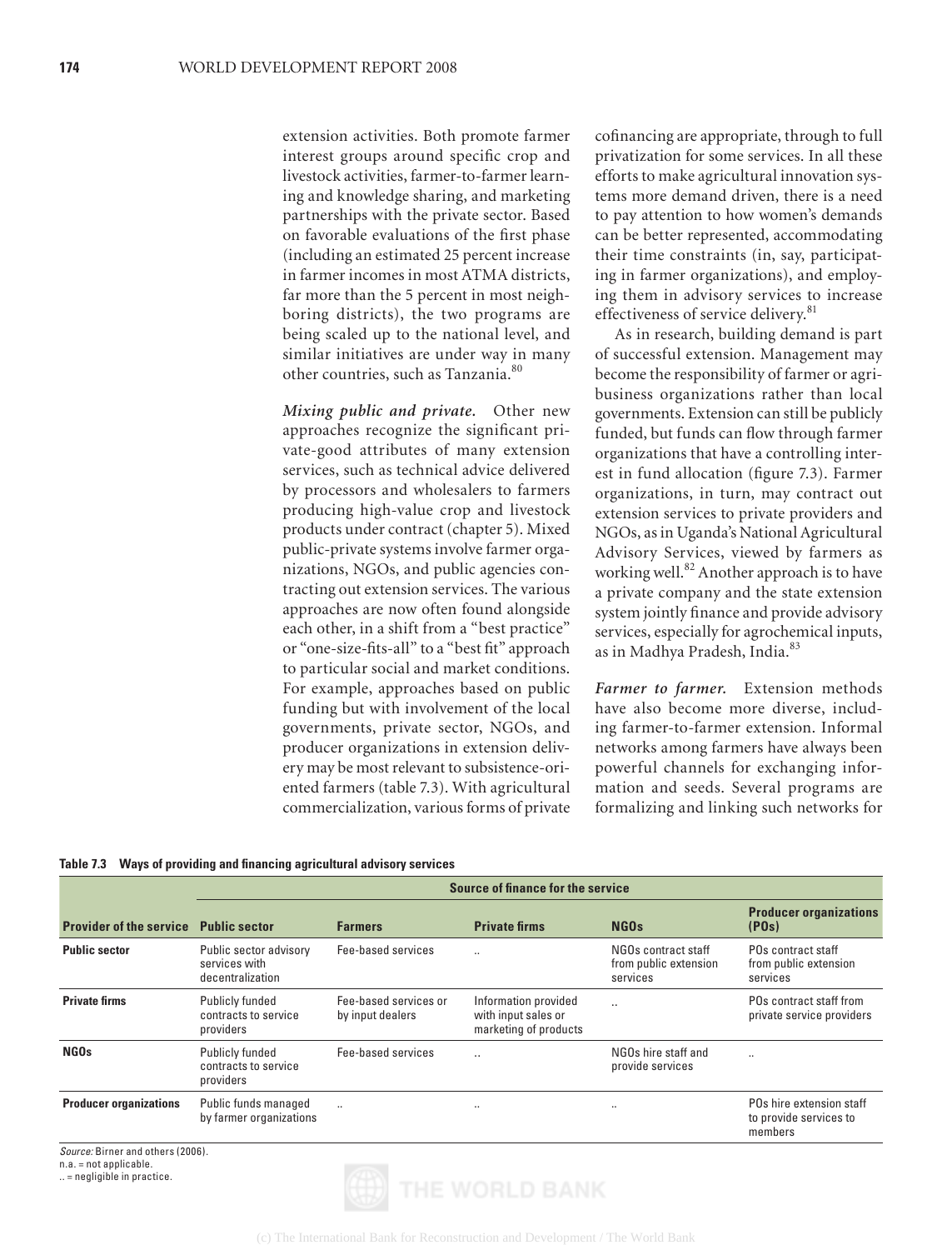extension activities. Both promote farmer interest groups around specific crop and livestock activities, farmer-to-farmer learning and knowledge sharing, and marketing partnerships with the private sector. Based on favorable evaluations of the first phase (including an estimated 25 percent increase in farmer incomes in most ATMA districts, far more than the 5 percent in most neighboring districts), the two programs are being scaled up to the national level, and similar initiatives are under way in many other countries, such as Tanzania.[80]

***Mixing public and private.*** Other new approaches recognize the significant private-good attributes of many extension services, such as technical advice delivered by processors and wholesalers to farmers producing high-value crop and livestock products under contract (chapter 5). Mixed public-private systems involve farmer organizations, NGOs, and public agencies contracting out extension services. The various approaches are now often found alongside each other, in a shift from a "best practice" or "one-size-fits-all" to a "best fit" approach to particular social and market conditions. For example, approaches based on public funding but with involvement of the local governments, private sector, NGOs, and producer organizations in extension delivery may be most relevant to subsistence-oriented farmers (table 7.3). With agricultural commercialization, various forms of private cofinancing are appropriate, through to full privatization for some services. In all these efforts to make agricultural innovation systems more demand driven, there is a need to pay attention to how women's demands can be better represented, accommodating their time constraints (in, say, participating in farmer organizations), and employing them in advisory services to increase effectiveness of service delivery.[81]

As in research, building demand is part of successful extension. Management may become the responsibility of farmer or agribusiness organizations rather than local governments. Extension can still be publicly funded, but funds can flow through farmer organizations that have a controlling interest in fund allocation (figure 7.3). Farmer organizations, in turn, may contract out extension services to private providers and NGOs, as in Uganda's National Agricultural Advisory Services, viewed by farmers as working well.[82] Another approach is to have a private company and the state extension system jointly finance and provide advisory services, especially for agrochemical inputs, as in Madhya Pradesh, India.[83]

***Farmer to farmer.*** Extension methods have also become more diverse, including farmer-to-farmer extension. Informal networks among farmers have always been powerful channels for exchanging information and seeds. Several programs are formalizing and linking such networks for

**Table 7.3 Ways of providing and financing agricultural advisory services**

| | Source of finance for the service | | | | |
|---|---|---|---|---|---|
| **Provider of the service** | **Public sector** | **Farmers** | **Private firms** | **NGOs** | **Producer organizations (POs)** |
| **Public sector** | Public sector advisory services with decentralization | Fee-based services | .. | NGOs contract staff from public extension services | POs contract staff from public extension services |
| **Private firms** | Publicly funded contracts to service providers | Fee-based services or by input dealers | Information provided with input sales or marketing of products | .. | POs contract staff from private service providers |
| **NGOs** | Publicly funded contracts to service providers | Fee-based services | .. | NGOs hire staff and provide services | .. |
| **Producer organizations** | Public funds managed by farmer organizations | .. | .. | .. | POs hire extension staff to provide services to members |

*Source:* Birner and others (2006).
n.a. = not applicable.
.. = negligible in practice.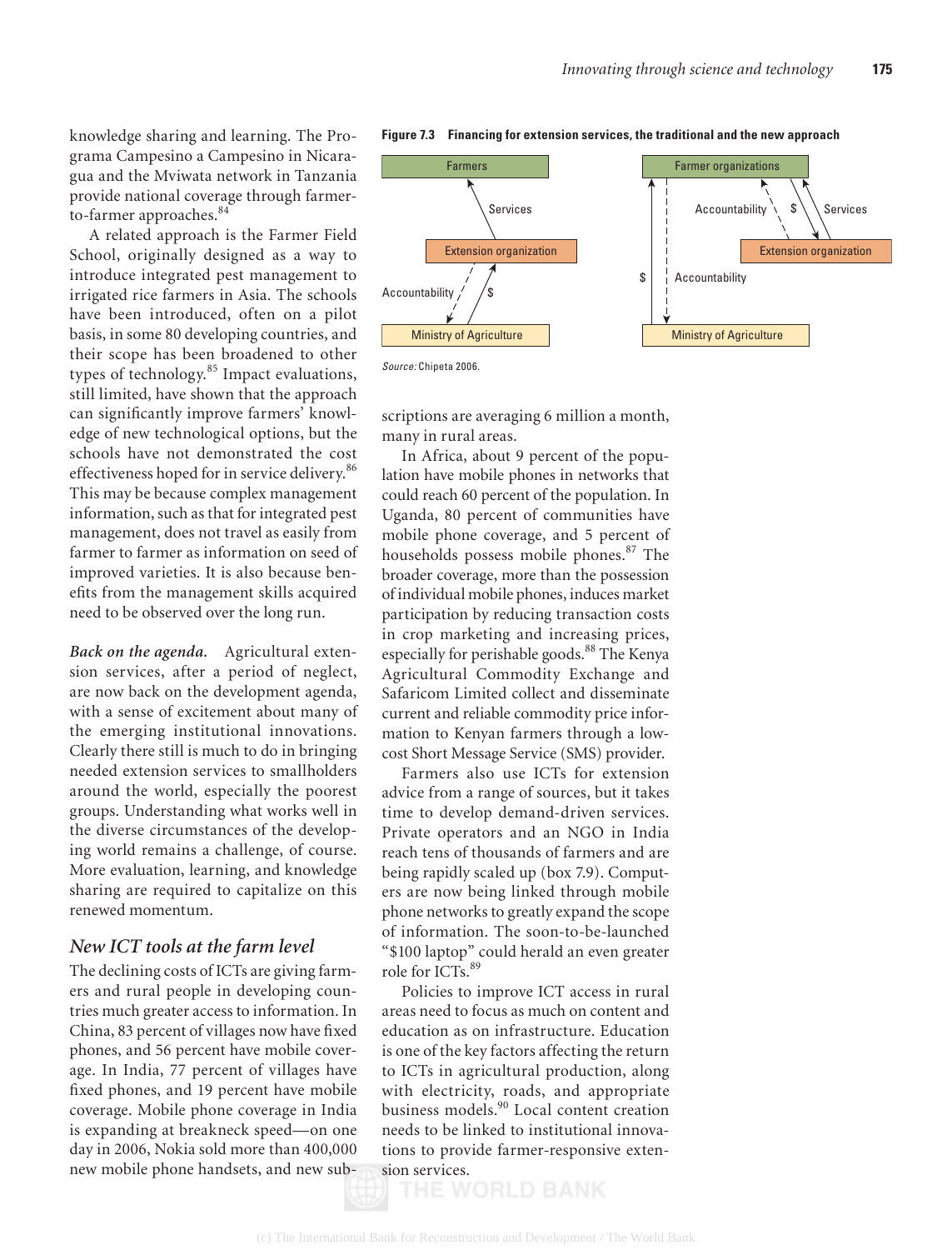knowledge sharing and learning. The Programa Campesino a Campesino in Nicaragua and the Mviwata network in Tanzania provide national coverage through farmer-to-farmer approaches.[84]

A related approach is the Farmer Field School, originally designed as a way to introduce integrated pest management to irrigated rice farmers in Asia. The schools have been introduced, often on a pilot basis, in some 80 developing countries, and their scope has been broadened to other types of technology.[85] Impact evaluations, still limited, have shown that the approach can significantly improve farmers' knowledge of new technological options, but the schools have not demonstrated the cost effectiveness hoped for in service delivery.[86] This may be because complex management information, such as that for integrated pest management, does not travel as easily from farmer to farmer as information on seed of improved varieties. It is also because benefits from the management skills acquired need to be observed over the long run.

***Back on the agenda.*** Agricultural extension services, after a period of neglect, are now back on the development agenda, with a sense of excitement about many of the emerging institutional innovations. Clearly there still is much to do in bringing needed extension services to smallholders around the world, especially the poorest groups. Understanding what works well in the diverse circumstances of the developing world remains a challenge, of course. More evaluation, learning, and knowledge sharing are required to capitalize on this renewed momentum.

## New ICT tools at the farm level

The declining costs of ICTs are giving farmers and rural people in developing countries much greater access to information. In China, 83 percent of villages now have fixed phones, and 56 percent have mobile coverage. In India, 77 percent of villages have fixed phones, and 19 percent have mobile coverage. Mobile phone coverage in India is expanding at breakneck speed—on one day in 2006, Nokia sold more than 400,000 new mobile phone handsets, and new subscriptions are averaging 6 million a month, many in rural areas.

**Figure 7.3 Financing for extension services, the traditional and the new approach**

Farmers
Services
Extension organization
Accountability
$
Ministry of Agriculture

Farmer organizations
Accountability
$
Services
Extension organization
$
Accountability
Ministry of Agriculture

*Source:* Chipeta 2006.

In Africa, about 9 percent of the population have mobile phones in networks that could reach 60 percent of the population. In Uganda, 80 percent of communities have mobile phone coverage, and 5 percent of households possess mobile phones.[87] The broader coverage, more than the possession of individual mobile phones, induces market participation by reducing transaction costs in crop marketing and increasing prices, especially for perishable goods.[88] The Kenya Agricultural Commodity Exchange and Safaricom Limited collect and disseminate current and reliable commodity price information to Kenyan farmers through a low-cost Short Message Service (SMS) provider.

Farmers also use ICTs for extension advice from a range of sources, but it takes time to develop demand-driven services. Private operators and an NGO in India reach tens of thousands of farmers and are being rapidly scaled up (box 7.9). Computers are now being linked through mobile phone networks to greatly expand the scope of information. The soon-to-be-launched "$100 laptop" could herald an even greater role for ICTs.[89]

Policies to improve ICT access in rural areas need to focus as much on content and education as on infrastructure. Education is one of the key factors affecting the return to ICTs in agricultural production, along with electricity, roads, and appropriate business models.[90] Local content creation needs to be linked to institutional innovations to provide farmer-responsive extension services.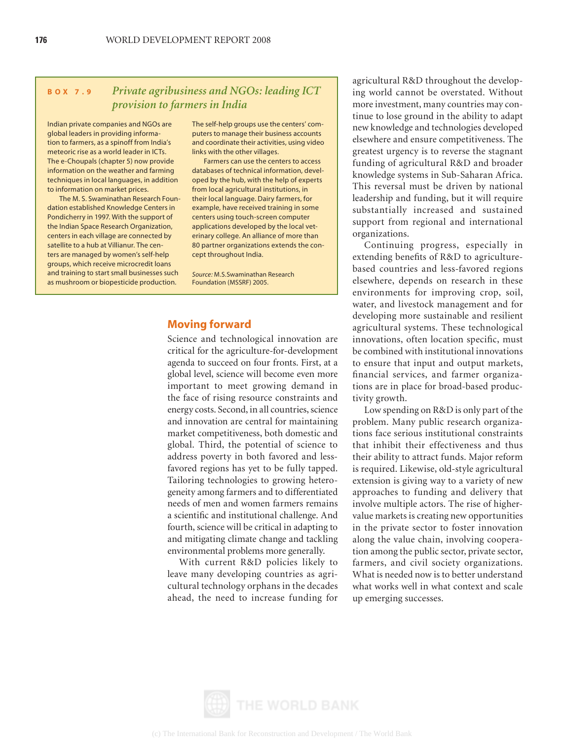### BOX 7.9 *Private agribusiness and NGOs: leading ICT provision to farmers in India*

Indian private companies and NGOs are global leaders in providing information to farmers, as a spinoff from India's meteoric rise as a world leader in ICTs. The e-Choupals (chapter 5) now provide information on the weather and farming techniques in local languages, in addition to information on market prices.

The M. S. Swaminathan Research Foundation established Knowledge Centers in Pondicherry in 1997. With the support of the Indian Space Research Organization, centers in each village are connected by satellite to a hub at Villianur. The centers are managed by women's self-help groups, which receive microcredit loans and training to start small businesses such as mushroom or biopesticide production. The self-help groups use the centers' computers to manage their business accounts and coordinate their activities, using video links with the other villages.

Farmers can use the centers to access databases of technical information, developed by the hub, with the help of experts from local agricultural institutions, in their local language. Dairy farmers, for example, have received training in some centers using touch-screen computer applications developed by the local veterinary college. An alliance of more than 80 partner organizations extends the concept throughout India.

*Source:* M.S.Swaminathan Research Foundation (MSSRF) 2005.

## Moving forward

Science and technological innovation are critical for the agriculture-for-development agenda to succeed on four fronts. First, at a global level, science will become even more important to meet growing demand in the face of rising resource constraints and energy costs. Second, in all countries, science and innovation are central for maintaining market competitiveness, both domestic and global. Third, the potential of science to address poverty in both favored and less-favored regions has yet to be fully tapped. Tailoring technologies to growing heterogeneity among farmers and to differentiated needs of men and women farmers remains a scientific and institutional challenge. And fourth, science will be critical in adapting to and mitigating climate change and tackling environmental problems more generally.

With current R&D policies likely to leave many developing countries as agricultural technology orphans in the decades ahead, the need to increase funding for agricultural R&D throughout the developing world cannot be overstated. Without more investment, many countries may continue to lose ground in the ability to adapt new knowledge and technologies developed elsewhere and ensure competitiveness. The greatest urgency is to reverse the stagnant funding of agricultural R&D and broader knowledge systems in Sub-Saharan Africa. This reversal must be driven by national leadership and funding, but it will require substantially increased and sustained support from regional and international organizations.

Continuing progress, especially in extending benefits of R&D to agriculture-based countries and less-favored regions elsewhere, depends on research in these environments for improving crop, soil, water, and livestock management and for developing more sustainable and resilient agricultural systems. These technological innovations, often location specific, must be combined with institutional innovations to ensure that input and output markets, financial services, and farmer organizations are in place for broad-based productivity growth.

Low spending on R&D is only part of the problem. Many public research organizations face serious institutional constraints that inhibit their effectiveness and thus their ability to attract funds. Major reform is required. Likewise, old-style agricultural extension is giving way to a variety of new approaches to funding and delivery that involve multiple actors. The rise of higher-value markets is creating new opportunities in the private sector to foster innovation along the value chain, involving cooperation among the public sector, private sector, farmers, and civil society organizations. What is needed now is to better understand what works well in what context and scale up emerging successes.